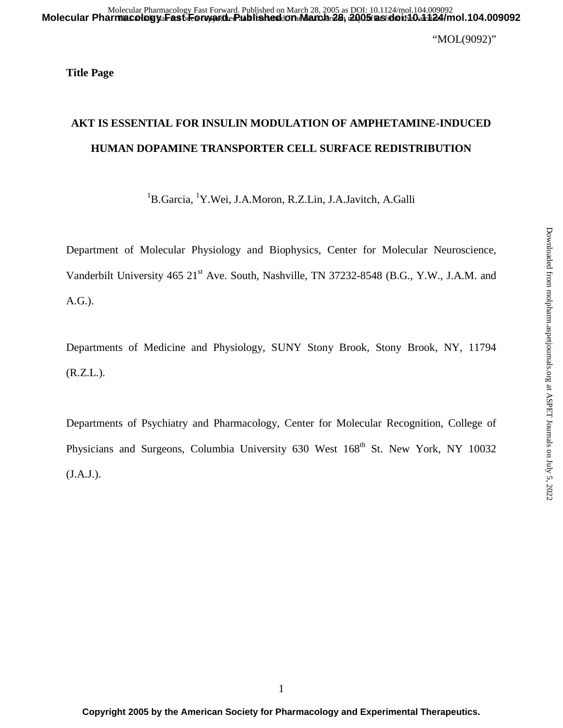"MOL(9092)"

**Title Page**

# AKT IS ESSENTIAL FOR INSULIN MODULATION OF AMPHETAMINE-INDUCED HUMAN DOPAMINE TRANSPORTER CELL SURFACE REDISTRIBUTION

[1]B.Garcia, [1]Y.Wei, J.A.Moron, R.Z.Lin, J.A.Javitch, A.Galli

Department of Molecular Physiology and Biophysics, Center for Molecular Neuroscience, Vanderbilt University 465 21st Ave. South, Nashville, TN 37232-8548 (B.G., Y.W., J.A.M. and A.G.).

Departments of Medicine and Physiology, SUNY Stony Brook, Stony Brook, NY, 11794 (R.Z.L.).

Departments of Psychiatry and Pharmacology, Center for Molecular Recognition, College of Physicians and Surgeons, Columbia University 630 West 168th St. New York, NY 10032 (J.A.J.).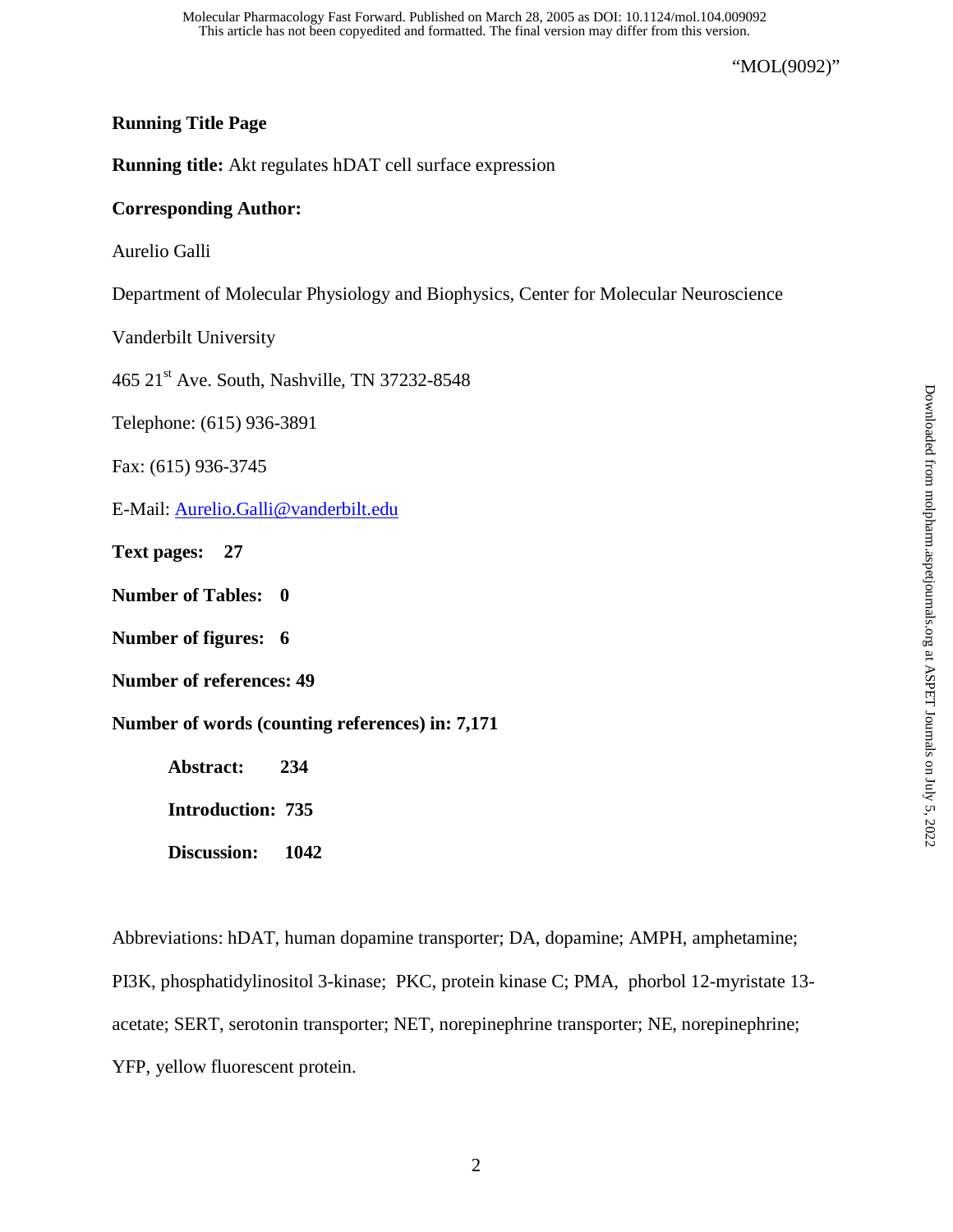**Running Title Page**

**Running title:** Akt regulates hDAT cell surface expression

**Corresponding Author:**

Aurelio Galli

Department of Molecular Physiology and Biophysics, Center for Molecular Neuroscience

Vanderbilt University

465 21st Ave. South, Nashville, TN 37232-8548

Telephone: (615) 936-3891

Fax: (615) 936-3745

E-Mail: Aurelio.Galli@vanderbilt.edu

**Text pages: 27**

**Number of Tables: 0**

**Number of figures: 6**

**Number of references: 49**

**Number of words (counting references) in: 7,171**

**Abstract: 234**

**Introduction: 735**

**Discussion: 1042**

Abbreviations: hDAT, human dopamine transporter; DA, dopamine; AMPH, amphetamine; PI3K, phosphatidylinositol 3-kinase; PKC, protein kinase C; PMA, phorbol 12-myristate 13-acetate; SERT, serotonin transporter; NET, norepinephrine transporter; NE, norepinephrine; YFP, yellow fluorescent protein.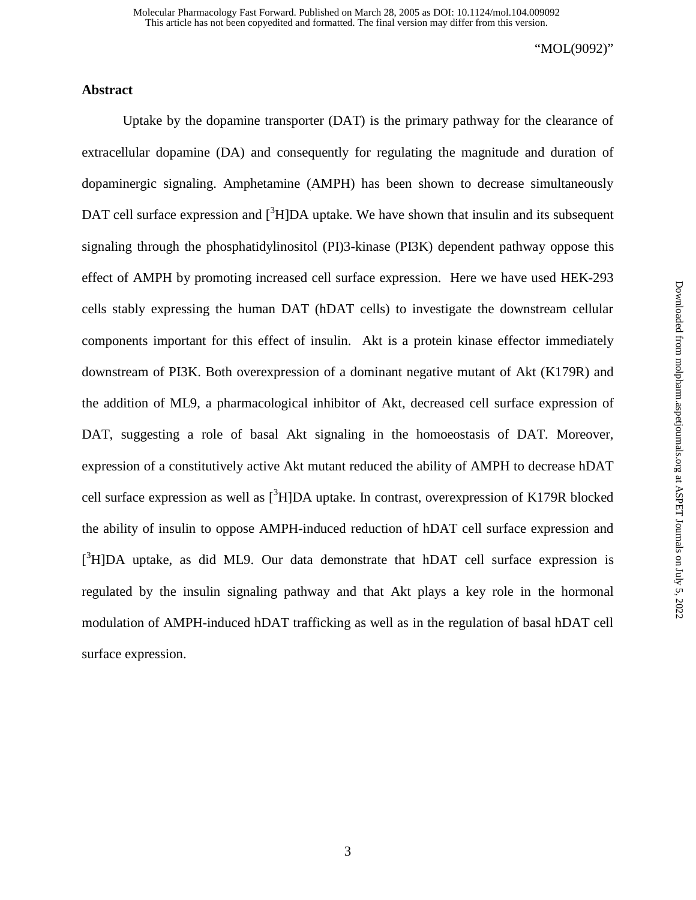## Abstract

Uptake by the dopamine transporter (DAT) is the primary pathway for the clearance of extracellular dopamine (DA) and consequently for regulating the magnitude and duration of dopaminergic signaling. Amphetamine (AMPH) has been shown to decrease simultaneously DAT cell surface expression and [$^{3}$H]DA uptake. We have shown that insulin and its subsequent signaling through the phosphatidylinositol (PI)3-kinase (PI3K) dependent pathway oppose this effect of AMPH by promoting increased cell surface expression. Here we have used HEK-293 cells stably expressing the human DAT (hDAT cells) to investigate the downstream cellular components important for this effect of insulin. Akt is a protein kinase effector immediately downstream of PI3K. Both overexpression of a dominant negative mutant of Akt (K179R) and the addition of ML9, a pharmacological inhibitor of Akt, decreased cell surface expression of DAT, suggesting a role of basal Akt signaling in the homoeostasis of DAT. Moreover, expression of a constitutively active Akt mutant reduced the ability of AMPH to decrease hDAT cell surface expression as well as [$^{3}$H]DA uptake. In contrast, overexpression of K179R blocked the ability of insulin to oppose AMPH-induced reduction of hDAT cell surface expression and [$^{3}$H]DA uptake, as did ML9. Our data demonstrate that hDAT cell surface expression is regulated by the insulin signaling pathway and that Akt plays a key role in the hormonal modulation of AMPH-induced hDAT trafficking as well as in the regulation of basal hDAT cell surface expression.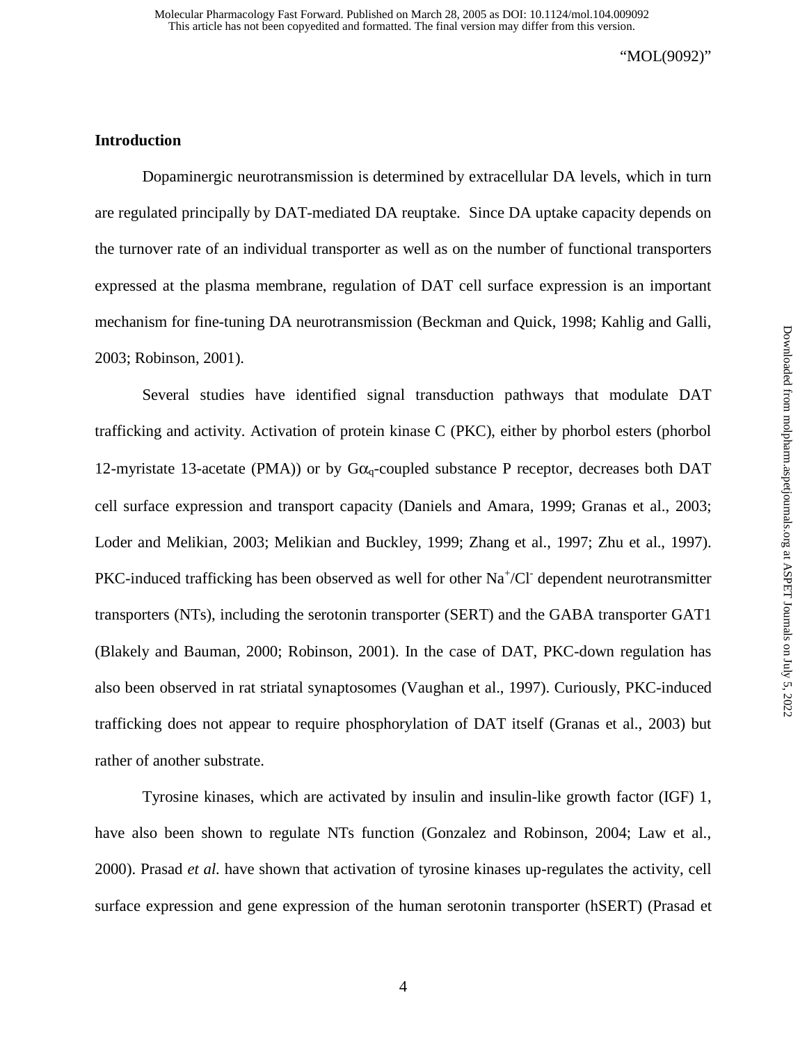## Introduction

Dopaminergic neurotransmission is determined by extracellular DA levels, which in turn are regulated principally by DAT-mediated DA reuptake. Since DA uptake capacity depends on the turnover rate of an individual transporter as well as on the number of functional transporters expressed at the plasma membrane, regulation of DAT cell surface expression is an important mechanism for fine-tuning DA neurotransmission (Beckman and Quick, 1998; Kahlig and Galli, 2003; Robinson, 2001).

Several studies have identified signal transduction pathways that modulate DAT trafficking and activity. Activation of protein kinase C (PKC), either by phorbol esters (phorbol 12-myristate 13-acetate (PMA)) or by $G\alpha_q$-coupled substance P receptor, decreases both DAT cell surface expression and transport capacity (Daniels and Amara, 1999; Granas et al., 2003; Loder and Melikian, 2003; Melikian and Buckley, 1999; Zhang et al., 1997; Zhu et al., 1997). PKC-induced trafficking has been observed as well for other $Na^+/Cl^-$ dependent neurotransmitter transporters (NTs), including the serotonin transporter (SERT) and the GABA transporter GAT1 (Blakely and Bauman, 2000; Robinson, 2001). In the case of DAT, PKC-down regulation has also been observed in rat striatal synaptosomes (Vaughan et al., 1997). Curiously, PKC-induced trafficking does not appear to require phosphorylation of DAT itself (Granas et al., 2003) but rather of another substrate.

Tyrosine kinases, which are activated by insulin and insulin-like growth factor (IGF) 1, have also been shown to regulate NTs function (Gonzalez and Robinson, 2004; Law et al., 2000). Prasad *et al.* have shown that activation of tyrosine kinases up-regulates the activity, cell surface expression and gene expression of the human serotonin transporter (hSERT) (Prasad et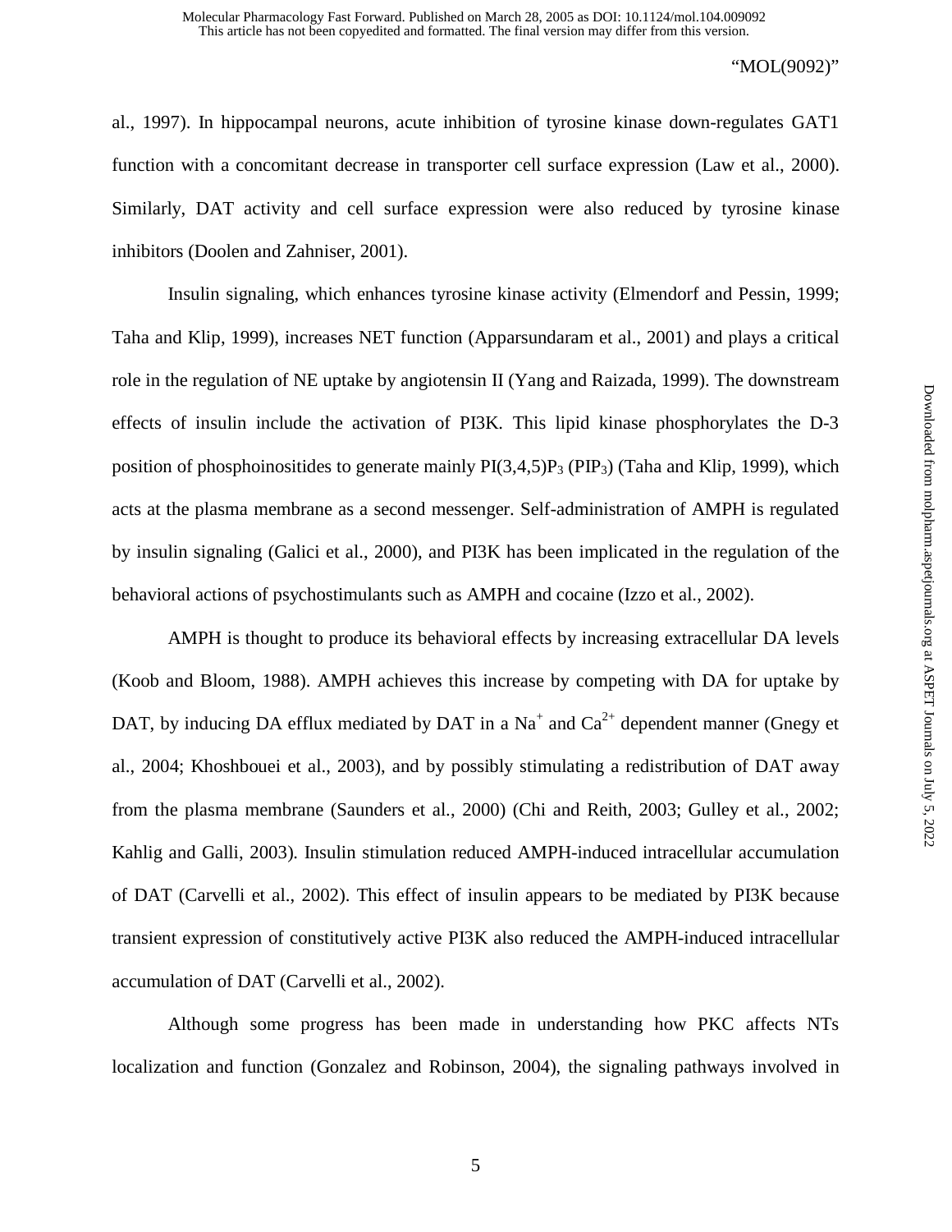al., 1997). In hippocampal neurons, acute inhibition of tyrosine kinase down-regulates GAT1 function with a concomitant decrease in transporter cell surface expression (Law et al., 2000). Similarly, DAT activity and cell surface expression were also reduced by tyrosine kinase inhibitors (Doolen and Zahniser, 2001).

Insulin signaling, which enhances tyrosine kinase activity (Elmendorf and Pessin, 1999; Taha and Klip, 1999), increases NET function (Apparsundaram et al., 2001) and plays a critical role in the regulation of NE uptake by angiotensin II (Yang and Raizada, 1999). The downstream effects of insulin include the activation of PI3K. This lipid kinase phosphorylates the D-3 position of phosphoinositides to generate mainly $PI(3,4,5)P_3$ ($PIP_3$) (Taha and Klip, 1999), which acts at the plasma membrane as a second messenger. Self-administration of AMPH is regulated by insulin signaling (Galici et al., 2000), and PI3K has been implicated in the regulation of the behavioral actions of psychostimulants such as AMPH and cocaine (Izzo et al., 2002).

AMPH is thought to produce its behavioral effects by increasing extracellular DA levels (Koob and Bloom, 1988). AMPH achieves this increase by competing with DA for uptake by DAT, by inducing DA efflux mediated by DAT in a $Na^+$ and $Ca^{2+}$ dependent manner (Gnegy et al., 2004; Khoshbouei et al., 2003), and by possibly stimulating a redistribution of DAT away from the plasma membrane (Saunders et al., 2000) (Chi and Reith, 2003; Gulley et al., 2002; Kahlig and Galli, 2003). Insulin stimulation reduced AMPH-induced intracellular accumulation of DAT (Carvelli et al., 2002). This effect of insulin appears to be mediated by PI3K because transient expression of constitutively active PI3K also reduced the AMPH-induced intracellular accumulation of DAT (Carvelli et al., 2002).

Although some progress has been made in understanding how PKC affects NTs localization and function (Gonzalez and Robinson, 2004), the signaling pathways involved in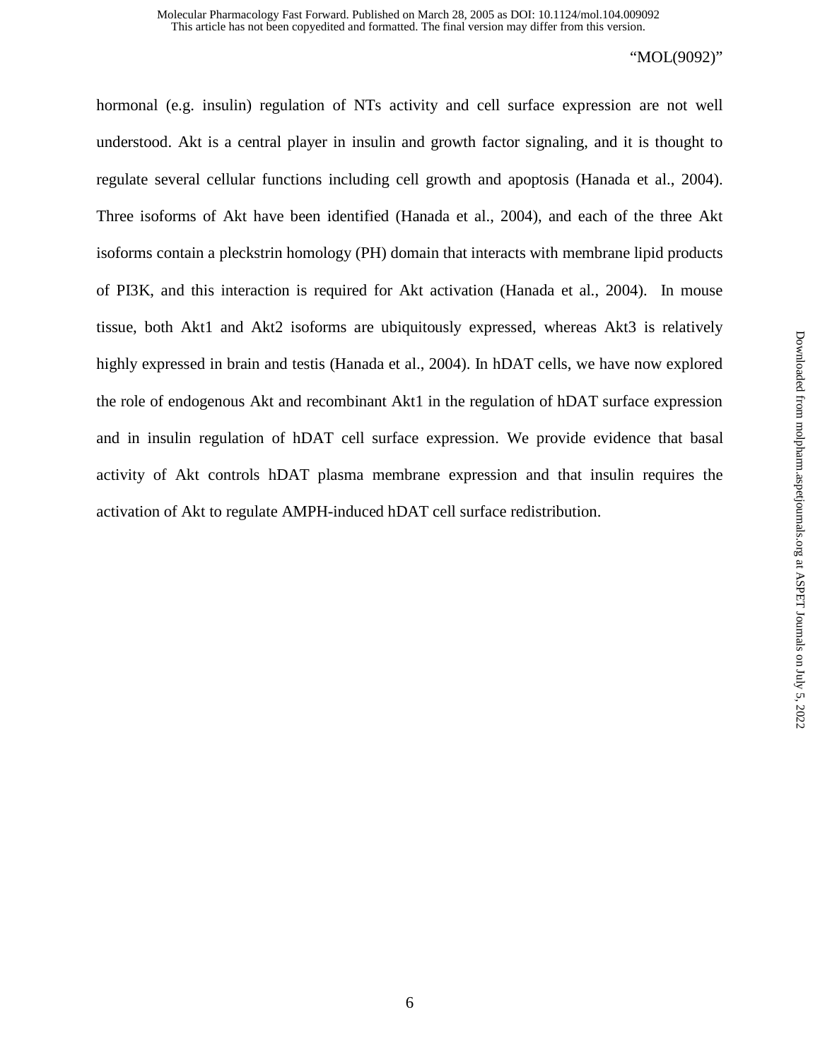hormonal (e.g. insulin) regulation of NTs activity and cell surface expression are not well understood. Akt is a central player in insulin and growth factor signaling, and it is thought to regulate several cellular functions including cell growth and apoptosis (Hanada et al., 2004). Three isoforms of Akt have been identified (Hanada et al., 2004), and each of the three Akt isoforms contain a pleckstrin homology (PH) domain that interacts with membrane lipid products of PI3K, and this interaction is required for Akt activation (Hanada et al., 2004). In mouse tissue, both Akt1 and Akt2 isoforms are ubiquitously expressed, whereas Akt3 is relatively highly expressed in brain and testis (Hanada et al., 2004). In hDAT cells, we have now explored the role of endogenous Akt and recombinant Akt1 in the regulation of hDAT surface expression and in insulin regulation of hDAT cell surface expression. We provide evidence that basal activity of Akt controls hDAT plasma membrane expression and that insulin requires the activation of Akt to regulate AMPH-induced hDAT cell surface redistribution.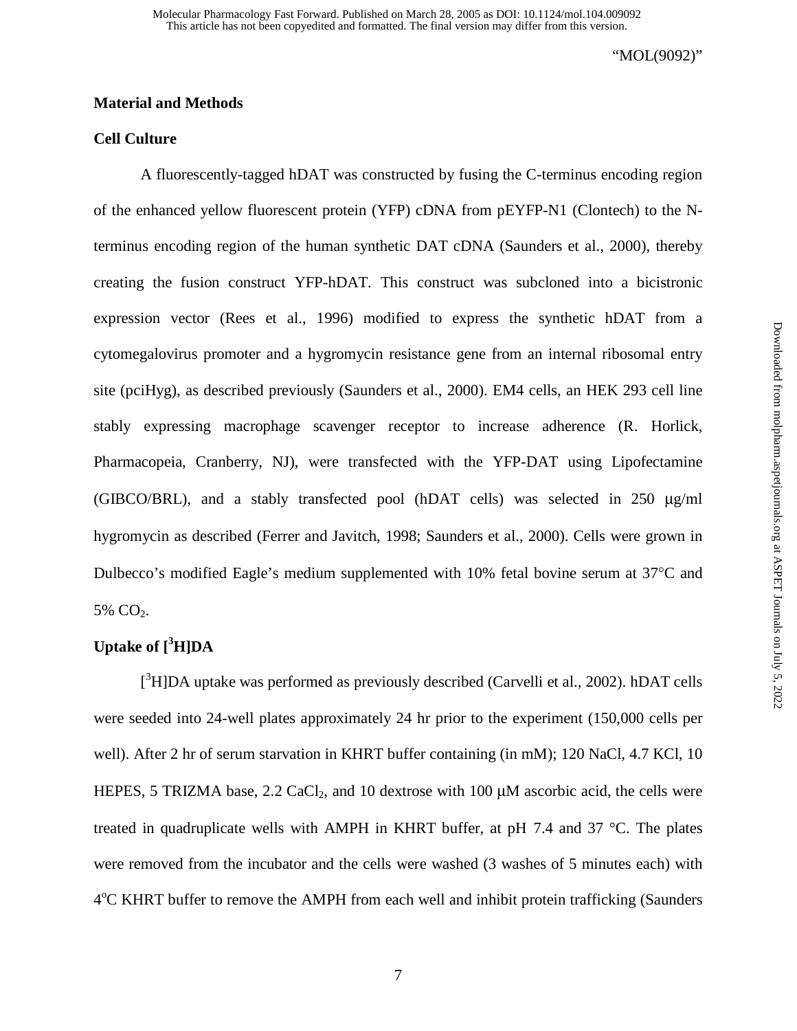## Material and Methods

### Cell Culture

A fluorescently-tagged hDAT was constructed by fusing the C-terminus encoding region of the enhanced yellow fluorescent protein (YFP) cDNA from pEYFP-N1 (Clontech) to the N-terminus encoding region of the human synthetic DAT cDNA (Saunders et al., 2000), thereby creating the fusion construct YFP-hDAT. This construct was subcloned into a bicistronic expression vector (Rees et al., 1996) modified to express the synthetic hDAT from a cytomegalovirus promoter and a hygromycin resistance gene from an internal ribosomal entry site (pciHyg), as described previously (Saunders et al., 2000). EM4 cells, an HEK 293 cell line stably expressing macrophage scavenger receptor to increase adherence (R. Horlick, Pharmacopeia, Cranberry, NJ), were transfected with the YFP-DAT using Lipofectamine (GIBCO/BRL), and a stably transfected pool (hDAT cells) was selected in 250 μg/ml hygromycin as described (Ferrer and Javitch, 1998; Saunders et al., 2000). Cells were grown in Dulbecco's modified Eagle's medium supplemented with 10% fetal bovine serum at 37°C and 5% $CO_2$.

### Uptake of [$^3$H]DA

[$^3$H]DA uptake was performed as previously described (Carvelli et al., 2002). hDAT cells were seeded into 24-well plates approximately 24 hr prior to the experiment (150,000 cells per well). After 2 hr of serum starvation in KHRT buffer containing (in mM); 120 NaCl, 4.7 KCl, 10 HEPES, 5 TRIZMA base, 2.2 $CaCl_2$, and 10 dextrose with 100 μM ascorbic acid, the cells were treated in quadruplicate wells with AMPH in KHRT buffer, at pH 7.4 and 37 °C. The plates were removed from the incubator and the cells were washed (3 washes of 5 minutes each) with 4°C KHRT buffer to remove the AMPH from each well and inhibit protein trafficking (Saunders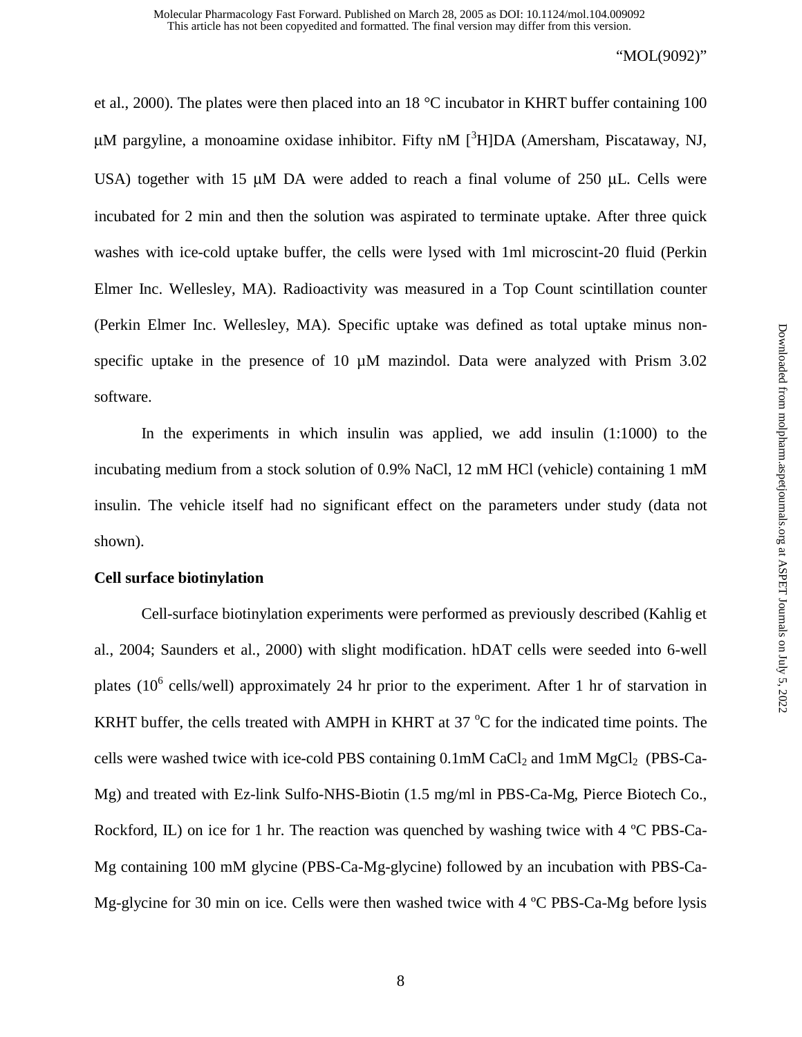et al., 2000). The plates were then placed into an 18 °C incubator in KHRT buffer containing 100 μM pargyline, a monoamine oxidase inhibitor. Fifty nM [$^3$H]DA (Amersham, Piscataway, NJ, USA) together with 15 μM DA were added to reach a final volume of 250 μL. Cells were incubated for 2 min and then the solution was aspirated to terminate uptake. After three quick washes with ice-cold uptake buffer, the cells were lysed with 1ml microscint-20 fluid (Perkin Elmer Inc. Wellesley, MA). Radioactivity was measured in a Top Count scintillation counter (Perkin Elmer Inc. Wellesley, MA). Specific uptake was defined as total uptake minus non-specific uptake in the presence of 10 μM mazindol. Data were analyzed with Prism 3.02 software.

In the experiments in which insulin was applied, we add insulin (1:1000) to the incubating medium from a stock solution of 0.9% NaCl, 12 mM HCl (vehicle) containing 1 mM insulin. The vehicle itself had no significant effect on the parameters under study (data not shown).

**Cell surface biotinylation**

Cell-surface biotinylation experiments were performed as previously described (Kahlig et al., 2004; Saunders et al., 2000) with slight modification. hDAT cells were seeded into 6-well plates ($10^6$ cells/well) approximately 24 hr prior to the experiment. After 1 hr of starvation in KRHT buffer, the cells treated with AMPH in KHRT at 37 °C for the indicated time points. The cells were washed twice with ice-cold PBS containing 0.1mM $CaCl_2$ and 1mM $MgCl_2$ (PBS-Ca-Mg) and treated with Ez-link Sulfo-NHS-Biotin (1.5 mg/ml in PBS-Ca-Mg, Pierce Biotech Co., Rockford, IL) on ice for 1 hr. The reaction was quenched by washing twice with 4 ºC PBS-Ca-Mg containing 100 mM glycine (PBS-Ca-Mg-glycine) followed by an incubation with PBS-Ca-Mg-glycine for 30 min on ice. Cells were then washed twice with 4 ºC PBS-Ca-Mg before lysis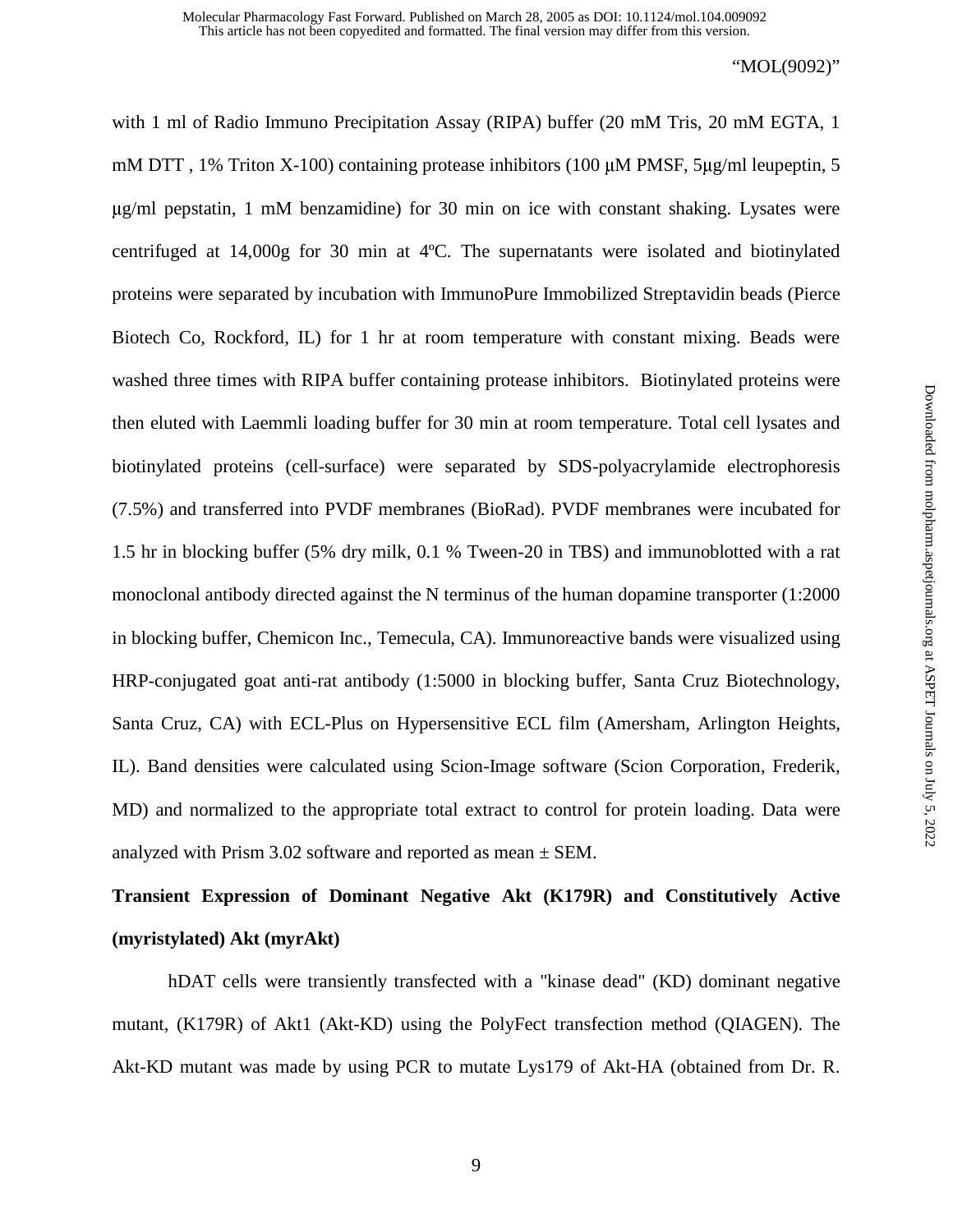with 1 ml of Radio Immuno Precipitation Assay (RIPA) buffer (20 mM Tris, 20 mM EGTA, 1 mM DTT , 1% Triton X-100) containing protease inhibitors (100 μM PMSF, 5μg/ml leupeptin, 5 μg/ml pepstatin, 1 mM benzamidine) for 30 min on ice with constant shaking. Lysates were centrifuged at 14,000g for 30 min at 4ºC. The supernatants were isolated and biotinylated proteins were separated by incubation with ImmunoPure Immobilized Streptavidin beads (Pierce Biotech Co, Rockford, IL) for 1 hr at room temperature with constant mixing. Beads were washed three times with RIPA buffer containing protease inhibitors. Biotinylated proteins were then eluted with Laemmli loading buffer for 30 min at room temperature. Total cell lysates and biotinylated proteins (cell-surface) were separated by SDS-polyacrylamide electrophoresis (7.5%) and transferred into PVDF membranes (BioRad). PVDF membranes were incubated for 1.5 hr in blocking buffer (5% dry milk, 0.1 % Tween-20 in TBS) and immunoblotted with a rat monoclonal antibody directed against the N terminus of the human dopamine transporter (1:2000 in blocking buffer, Chemicon Inc., Temecula, CA). Immunoreactive bands were visualized using HRP-conjugated goat anti-rat antibody (1:5000 in blocking buffer, Santa Cruz Biotechnology, Santa Cruz, CA) with ECL-Plus on Hypersensitive ECL film (Amersham, Arlington Heights, IL). Band densities were calculated using Scion-Image software (Scion Corporation, Frederik, MD) and normalized to the appropriate total extract to control for protein loading. Data were analyzed with Prism 3.02 software and reported as mean ± SEM.

**Transient Expression of Dominant Negative Akt (K179R) and Constitutively Active (myristylated) Akt (myrAkt)**

hDAT cells were transiently transfected with a "kinase dead" (KD) dominant negative mutant, (K179R) of Akt1 (Akt-KD) using the PolyFect transfection method (QIAGEN). The Akt-KD mutant was made by using PCR to mutate Lys179 of Akt-HA (obtained from Dr. R.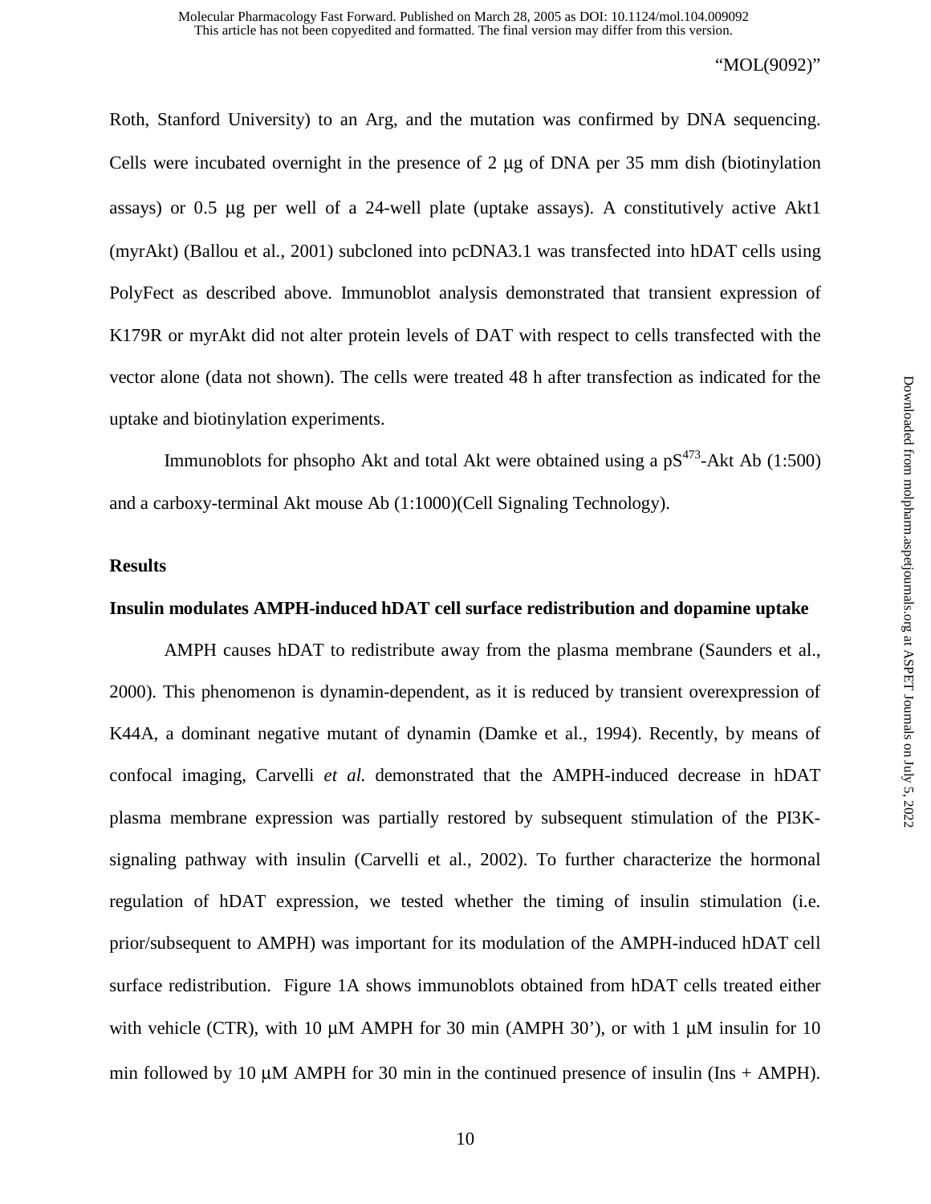Roth, Stanford University) to an Arg, and the mutation was confirmed by DNA sequencing. Cells were incubated overnight in the presence of 2 μg of DNA per 35 mm dish (biotinylation assays) or 0.5 μg per well of a 24-well plate (uptake assays). A constitutively active Akt1 (myrAkt) (Ballou et al., 2001) subcloned into pcDNA3.1 was transfected into hDAT cells using PolyFect as described above. Immunoblot analysis demonstrated that transient expression of K179R or myrAkt did not alter protein levels of DAT with respect to cells transfected with the vector alone (data not shown). The cells were treated 48 h after transfection as indicated for the uptake and biotinylation experiments.

Immunoblots for phsopho Akt and total Akt were obtained using a $pS^{473}$-Akt Ab (1:500) and a carboxy-terminal Akt mouse Ab (1:1000)(Cell Signaling Technology).

## Results

### Insulin modulates AMPH-induced hDAT cell surface redistribution and dopamine uptake

AMPH causes hDAT to redistribute away from the plasma membrane (Saunders et al., 2000). This phenomenon is dynamin-dependent, as it is reduced by transient overexpression of K44A, a dominant negative mutant of dynamin (Damke et al., 1994). Recently, by means of confocal imaging, Carvelli *et al.* demonstrated that the AMPH-induced decrease in hDAT plasma membrane expression was partially restored by subsequent stimulation of the PI3K-signaling pathway with insulin (Carvelli et al., 2002). To further characterize the hormonal regulation of hDAT expression, we tested whether the timing of insulin stimulation (i.e. prior/subsequent to AMPH) was important for its modulation of the AMPH-induced hDAT cell surface redistribution. Figure 1A shows immunoblots obtained from hDAT cells treated either with vehicle (CTR), with 10 μM AMPH for 30 min (AMPH 30'), or with 1 μM insulin for 10 min followed by 10 μM AMPH for 30 min in the continued presence of insulin (Ins + AMPH).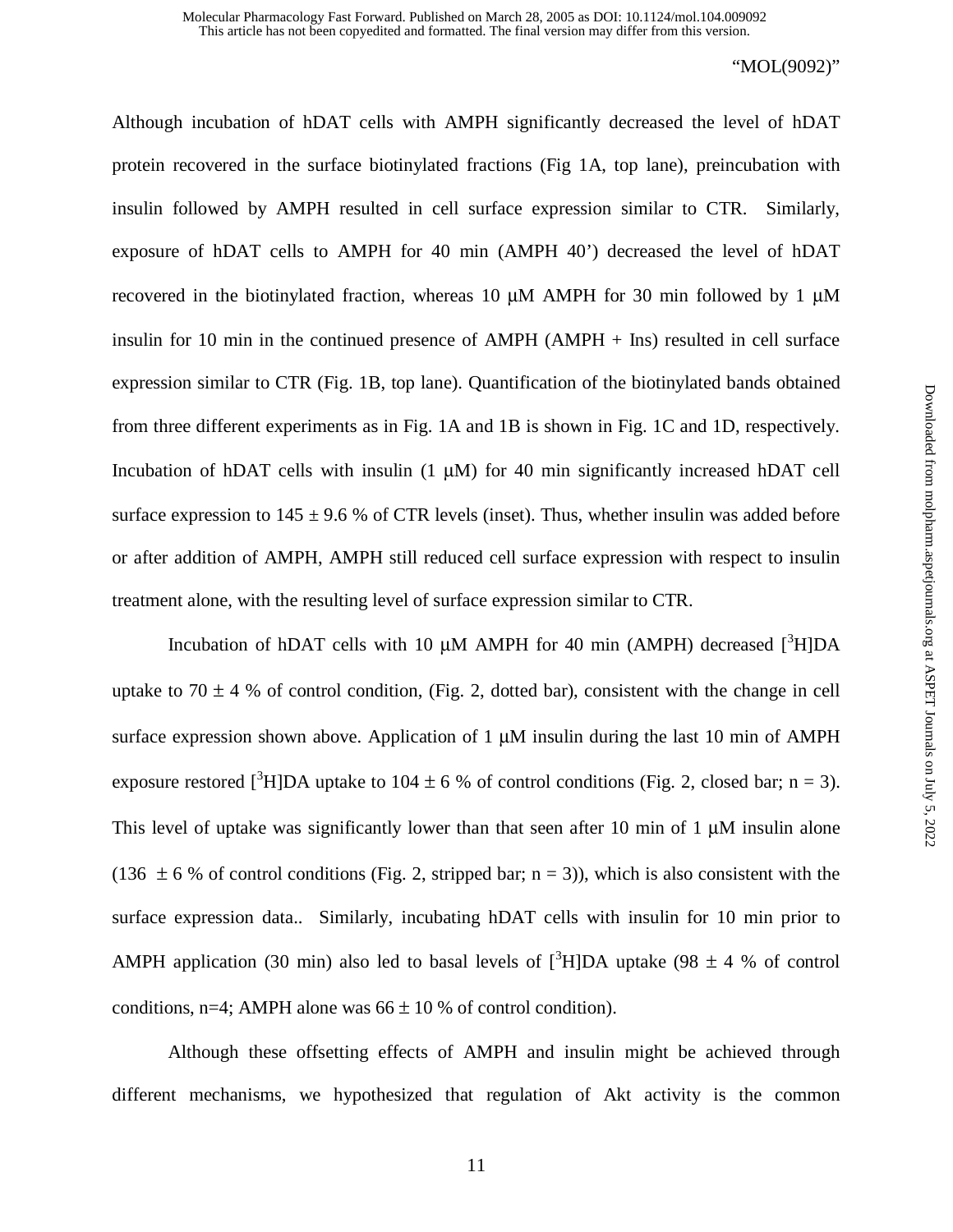Although incubation of hDAT cells with AMPH significantly decreased the level of hDAT protein recovered in the surface biotinylated fractions (Fig 1A, top lane), preincubation with insulin followed by AMPH resulted in cell surface expression similar to CTR. Similarly, exposure of hDAT cells to AMPH for 40 min (AMPH 40') decreased the level of hDAT recovered in the biotinylated fraction, whereas 10 μM AMPH for 30 min followed by 1 μM insulin for 10 min in the continued presence of AMPH (AMPH + Ins) resulted in cell surface expression similar to CTR (Fig. 1B, top lane). Quantification of the biotinylated bands obtained from three different experiments as in Fig. 1A and 1B is shown in Fig. 1C and 1D, respectively. Incubation of hDAT cells with insulin (1 μM) for 40 min significantly increased hDAT cell surface expression to 145 ± 9.6 % of CTR levels (inset). Thus, whether insulin was added before or after addition of AMPH, AMPH still reduced cell surface expression with respect to insulin treatment alone, with the resulting level of surface expression similar to CTR.

Incubation of hDAT cells with 10 μM AMPH for 40 min (AMPH) decreased [$^3$H]DA uptake to 70 ± 4 % of control condition, (Fig. 2, dotted bar), consistent with the change in cell surface expression shown above. Application of 1 μM insulin during the last 10 min of AMPH exposure restored [$^3$H]DA uptake to 104 ± 6 % of control conditions (Fig. 2, closed bar; n = 3). This level of uptake was significantly lower than that seen after 10 min of 1 μM insulin alone (136 ± 6 % of control conditions (Fig. 2, stripped bar; n = 3)), which is also consistent with the surface expression data.. Similarly, incubating hDAT cells with insulin for 10 min prior to AMPH application (30 min) also led to basal levels of [$^3$H]DA uptake (98 ± 4 % of control conditions, n=4; AMPH alone was 66 ± 10 % of control condition).

Although these offsetting effects of AMPH and insulin might be achieved through different mechanisms, we hypothesized that regulation of Akt activity is the common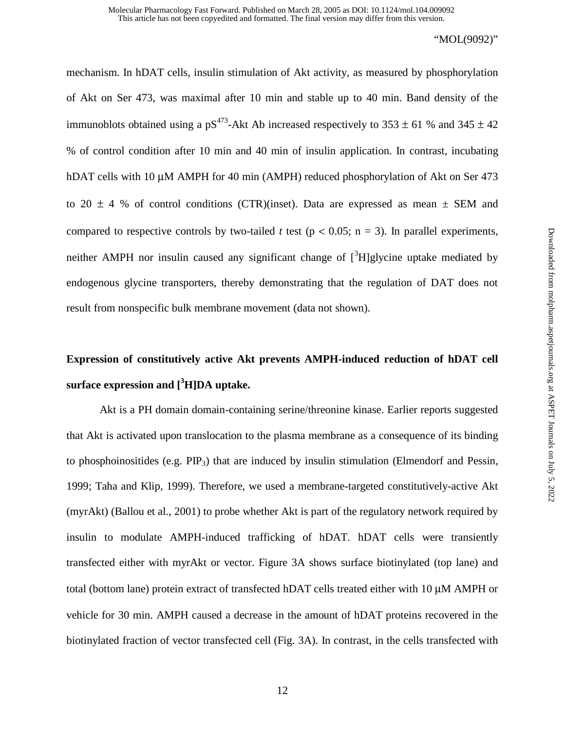mechanism. In hDAT cells, insulin stimulation of Akt activity, as measured by phosphorylation of Akt on Ser 473, was maximal after 10 min and stable up to 40 min. Band density of the immunoblots obtained using a $pS^{473}$-Akt Ab increased respectively to 353 ± 61 % and 345 ± 42 % of control condition after 10 min and 40 min of insulin application. In contrast, incubating hDAT cells with 10 µM AMPH for 40 min (AMPH) reduced phosphorylation of Akt on Ser 473 to 20 ± 4 % of control conditions (CTR)(inset). Data are expressed as mean ± SEM and compared to respective controls by two-tailed *t* test ($p < 0.05$; $n = 3$). In parallel experiments, neither AMPH nor insulin caused any significant change of [$^3$H]glycine uptake mediated by endogenous glycine transporters, thereby demonstrating that the regulation of DAT does not result from nonspecific bulk membrane movement (data not shown).

**Expression of constitutively active Akt prevents AMPH-induced reduction of hDAT cell surface expression and [$^3$H]DA uptake.**

Akt is a PH domain domain-containing serine/threonine kinase. Earlier reports suggested that Akt is activated upon translocation to the plasma membrane as a consequence of its binding to phosphoinositides (e.g. $PIP_3$) that are induced by insulin stimulation (Elmendorf and Pessin, 1999; Taha and Klip, 1999). Therefore, we used a membrane-targeted constitutively-active Akt (myrAkt) (Ballou et al., 2001) to probe whether Akt is part of the regulatory network required by insulin to modulate AMPH-induced trafficking of hDAT. hDAT cells were transiently transfected either with myrAkt or vector. Figure 3A shows surface biotinylated (top lane) and total (bottom lane) protein extract of transfected hDAT cells treated either with 10 µM AMPH or vehicle for 30 min. AMPH caused a decrease in the amount of hDAT proteins recovered in the biotinylated fraction of vector transfected cell (Fig. 3A). In contrast, in the cells transfected with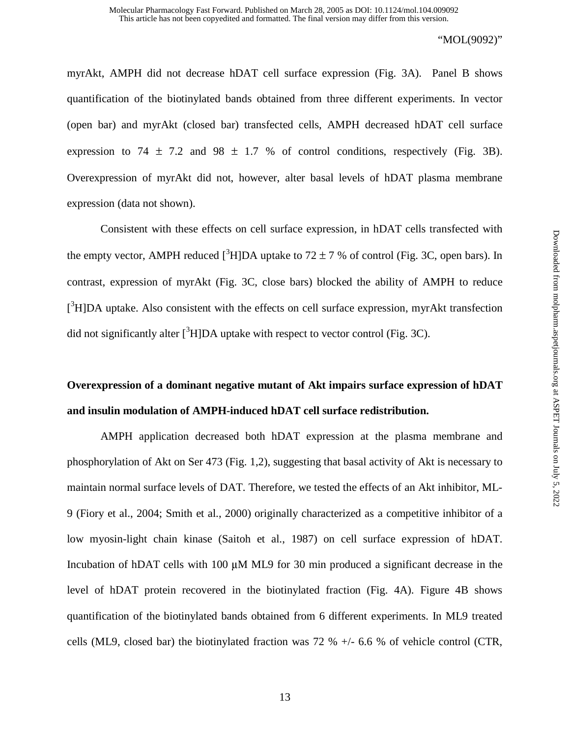myrAkt, AMPH did not decrease hDAT cell surface expression (Fig. 3A). Panel B shows quantification of the biotinylated bands obtained from three different experiments. In vector (open bar) and myrAkt (closed bar) transfected cells, AMPH decreased hDAT cell surface expression to 74 ± 7.2 and 98 ± 1.7 % of control conditions, respectively (Fig. 3B). Overexpression of myrAkt did not, however, alter basal levels of hDAT plasma membrane expression (data not shown).

Consistent with these effects on cell surface expression, in hDAT cells transfected with the empty vector, AMPH reduced [$^3$H]DA uptake to 72 ± 7 % of control (Fig. 3C, open bars). In contrast, expression of myrAkt (Fig. 3C, close bars) blocked the ability of AMPH to reduce [$^3$H]DA uptake. Also consistent with the effects on cell surface expression, myrAkt transfection did not significantly alter [$^3$H]DA uptake with respect to vector control (Fig. 3C).

**Overexpression of a dominant negative mutant of Akt impairs surface expression of hDAT and insulin modulation of AMPH-induced hDAT cell surface redistribution.**

AMPH application decreased both hDAT expression at the plasma membrane and phosphorylation of Akt on Ser 473 (Fig. 1,2), suggesting that basal activity of Akt is necessary to maintain normal surface levels of DAT. Therefore, we tested the effects of an Akt inhibitor, ML-9 (Fiory et al., 2004; Smith et al., 2000) originally characterized as a competitive inhibitor of a low myosin-light chain kinase (Saitoh et al., 1987) on cell surface expression of hDAT. Incubation of hDAT cells with 100 μM ML9 for 30 min produced a significant decrease in the level of hDAT protein recovered in the biotinylated fraction (Fig. 4A). Figure 4B shows quantification of the biotinylated bands obtained from 6 different experiments. In ML9 treated cells (ML9, closed bar) the biotinylated fraction was 72 % +/- 6.6 % of vehicle control (CTR,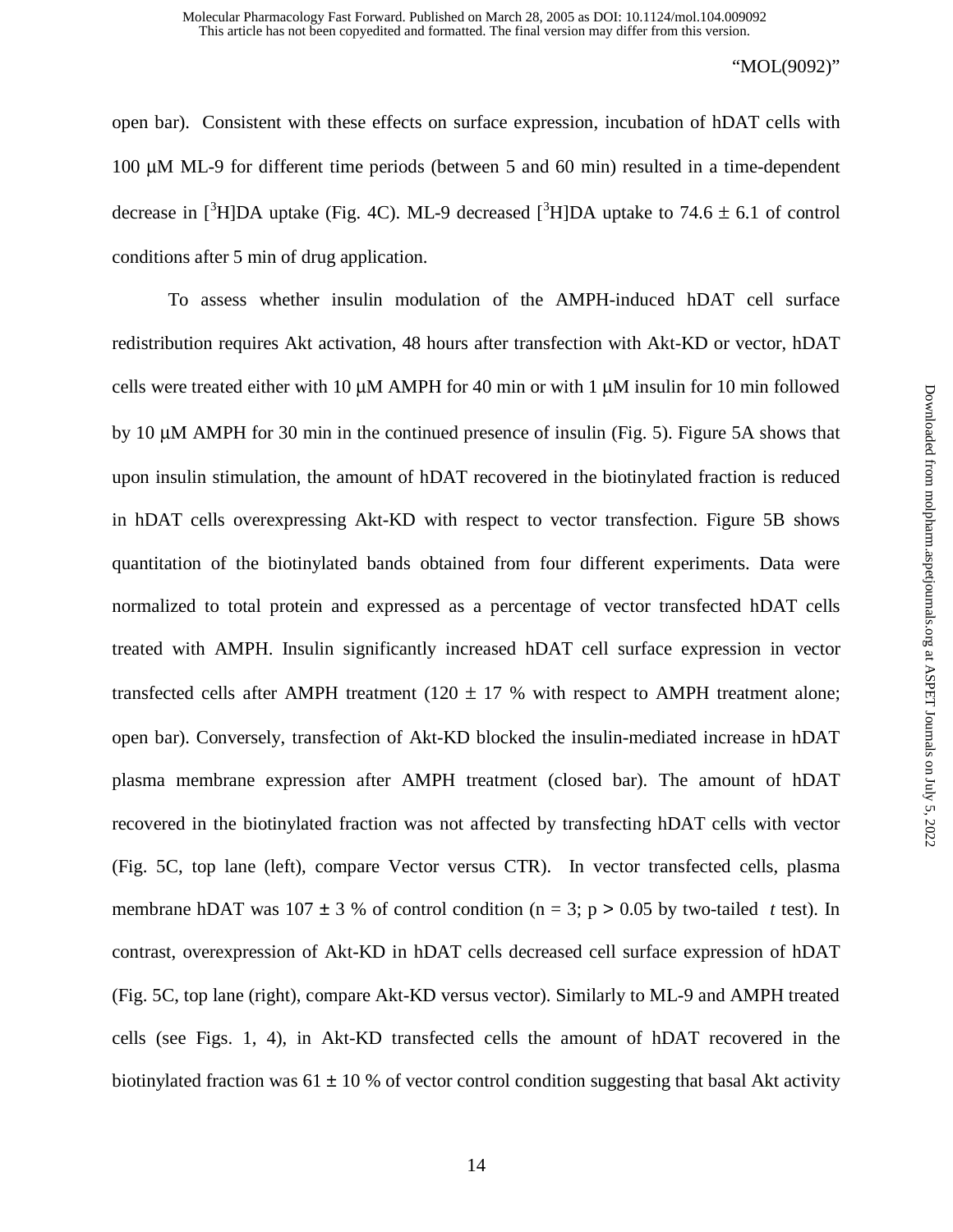open bar). Consistent with these effects on surface expression, incubation of hDAT cells with 100 μM ML-9 for different time periods (between 5 and 60 min) resulted in a time-dependent decrease in [$^3$H]DA uptake (Fig. 4C). ML-9 decreased [$^3$H]DA uptake to 74.6 ± 6.1 of control conditions after 5 min of drug application.

To assess whether insulin modulation of the AMPH-induced hDAT cell surface redistribution requires Akt activation, 48 hours after transfection with Akt-KD or vector, hDAT cells were treated either with 10 μM AMPH for 40 min or with 1 μM insulin for 10 min followed by 10 μM AMPH for 30 min in the continued presence of insulin (Fig. 5). Figure 5A shows that upon insulin stimulation, the amount of hDAT recovered in the biotinylated fraction is reduced in hDAT cells overexpressing Akt-KD with respect to vector transfection. Figure 5B shows quantitation of the biotinylated bands obtained from four different experiments. Data were normalized to total protein and expressed as a percentage of vector transfected hDAT cells treated with AMPH. Insulin significantly increased hDAT cell surface expression in vector transfected cells after AMPH treatment (120 ± 17 % with respect to AMPH treatment alone; open bar). Conversely, transfection of Akt-KD blocked the insulin-mediated increase in hDAT plasma membrane expression after AMPH treatment (closed bar). The amount of hDAT recovered in the biotinylated fraction was not affected by transfecting hDAT cells with vector (Fig. 5C, top lane (left), compare Vector versus CTR). In vector transfected cells, plasma membrane hDAT was 107 ± 3 % of control condition ($n = 3$; $p > 0.05$ by two-tailed *t* test). In contrast, overexpression of Akt-KD in hDAT cells decreased cell surface expression of hDAT (Fig. 5C, top lane (right), compare Akt-KD versus vector). Similarly to ML-9 and AMPH treated cells (see Figs. 1, 4), in Akt-KD transfected cells the amount of hDAT recovered in the biotinylated fraction was 61 ± 10 % of vector control condition suggesting that basal Akt activity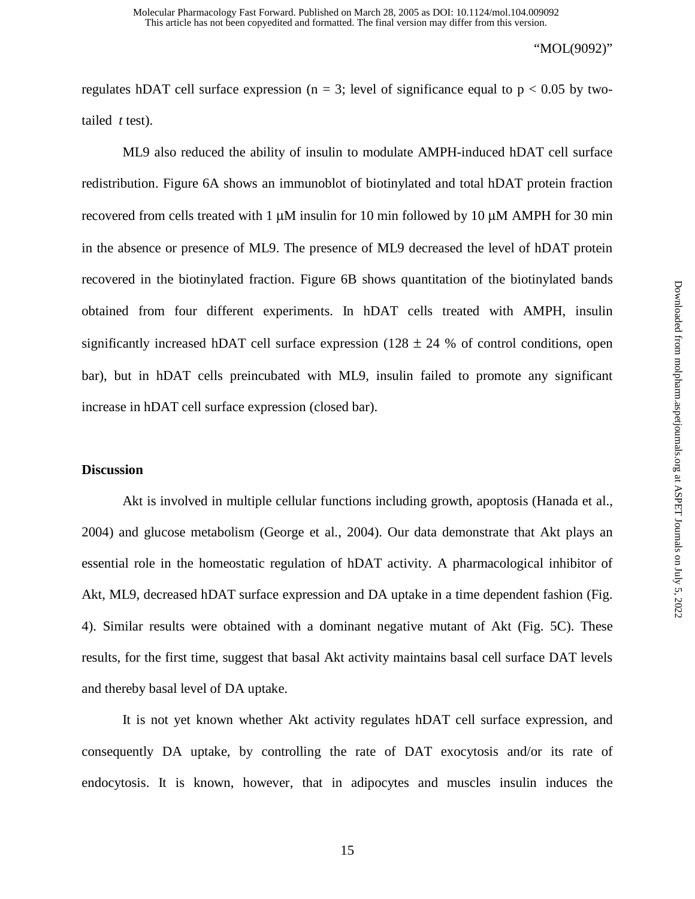regulates hDAT cell surface expression (n = 3; level of significance equal to $p < 0.05$ by two-tailed *t* test).

ML9 also reduced the ability of insulin to modulate AMPH-induced hDAT cell surface redistribution. Figure 6A shows an immunoblot of biotinylated and total hDAT protein fraction recovered from cells treated with 1 μM insulin for 10 min followed by 10 μM AMPH for 30 min in the absence or presence of ML9. The presence of ML9 decreased the level of hDAT protein recovered in the biotinylated fraction. Figure 6B shows quantitation of the biotinylated bands obtained from four different experiments. In hDAT cells treated with AMPH, insulin significantly increased hDAT cell surface expression (128 ± 24 % of control conditions, open bar), but in hDAT cells preincubated with ML9, insulin failed to promote any significant increase in hDAT cell surface expression (closed bar).

## Discussion

Akt is involved in multiple cellular functions including growth, apoptosis (Hanada et al., 2004) and glucose metabolism (George et al., 2004). Our data demonstrate that Akt plays an essential role in the homeostatic regulation of hDAT activity. A pharmacological inhibitor of Akt, ML9, decreased hDAT surface expression and DA uptake in a time dependent fashion (Fig. 4). Similar results were obtained with a dominant negative mutant of Akt (Fig. 5C). These results, for the first time, suggest that basal Akt activity maintains basal cell surface DAT levels and thereby basal level of DA uptake.

It is not yet known whether Akt activity regulates hDAT cell surface expression, and consequently DA uptake, by controlling the rate of DAT exocytosis and/or its rate of endocytosis. It is known, however, that in adipocytes and muscles insulin induces the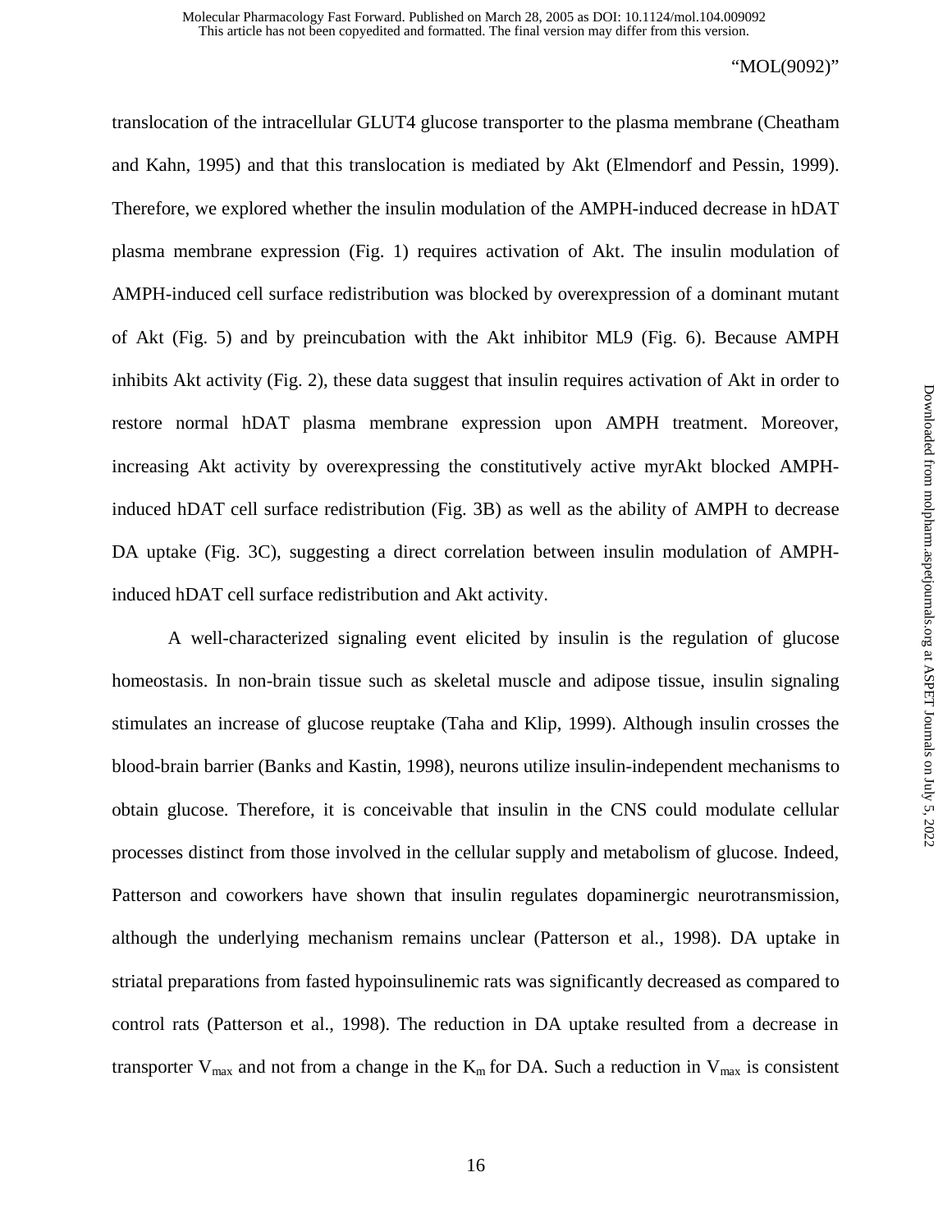translocation of the intracellular GLUT4 glucose transporter to the plasma membrane (Cheatham and Kahn, 1995) and that this translocation is mediated by Akt (Elmendorf and Pessin, 1999). Therefore, we explored whether the insulin modulation of the AMPH-induced decrease in hDAT plasma membrane expression (Fig. 1) requires activation of Akt. The insulin modulation of AMPH-induced cell surface redistribution was blocked by overexpression of a dominant mutant of Akt (Fig. 5) and by preincubation with the Akt inhibitor ML9 (Fig. 6). Because AMPH inhibits Akt activity (Fig. 2), these data suggest that insulin requires activation of Akt in order to restore normal hDAT plasma membrane expression upon AMPH treatment. Moreover, increasing Akt activity by overexpressing the constitutively active myrAkt blocked AMPH-induced hDAT cell surface redistribution (Fig. 3B) as well as the ability of AMPH to decrease DA uptake (Fig. 3C), suggesting a direct correlation between insulin modulation of AMPH-induced hDAT cell surface redistribution and Akt activity.

A well-characterized signaling event elicited by insulin is the regulation of glucose homeostasis. In non-brain tissue such as skeletal muscle and adipose tissue, insulin signaling stimulates an increase of glucose reuptake (Taha and Klip, 1999). Although insulin crosses the blood-brain barrier (Banks and Kastin, 1998), neurons utilize insulin-independent mechanisms to obtain glucose. Therefore, it is conceivable that insulin in the CNS could modulate cellular processes distinct from those involved in the cellular supply and metabolism of glucose. Indeed, Patterson and coworkers have shown that insulin regulates dopaminergic neurotransmission, although the underlying mechanism remains unclear (Patterson et al., 1998). DA uptake in striatal preparations from fasted hypoinsulinemic rats was significantly decreased as compared to control rats (Patterson et al., 1998). The reduction in DA uptake resulted from a decrease in transporter $V_{max}$ and not from a change in the $K_m$ for DA. Such a reduction in $V_{max}$ is consistent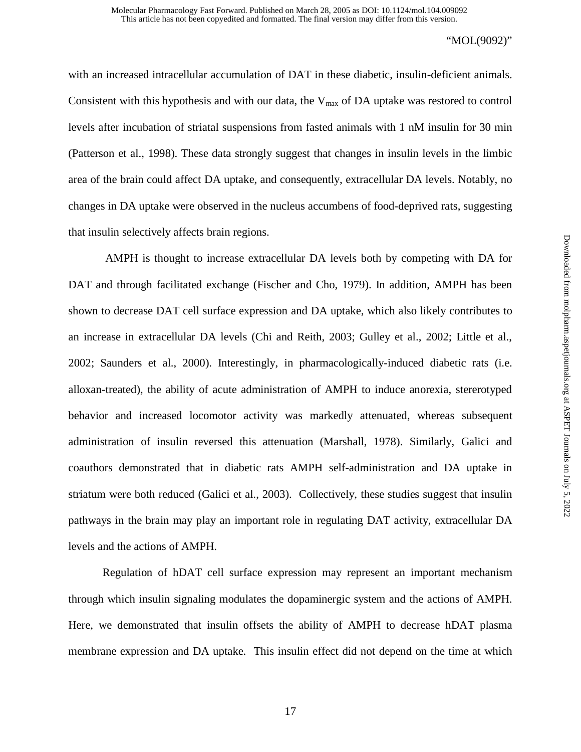with an increased intracellular accumulation of DAT in these diabetic, insulin-deficient animals. Consistent with this hypothesis and with our data, the $V_{max}$ of DA uptake was restored to control levels after incubation of striatal suspensions from fasted animals with 1 nM insulin for 30 min (Patterson et al., 1998). These data strongly suggest that changes in insulin levels in the limbic area of the brain could affect DA uptake, and consequently, extracellular DA levels. Notably, no changes in DA uptake were observed in the nucleus accumbens of food-deprived rats, suggesting that insulin selectively affects brain regions.

AMPH is thought to increase extracellular DA levels both by competing with DA for DAT and through facilitated exchange (Fischer and Cho, 1979). In addition, AMPH has been shown to decrease DAT cell surface expression and DA uptake, which also likely contributes to an increase in extracellular DA levels (Chi and Reith, 2003; Gulley et al., 2002; Little et al., 2002; Saunders et al., 2000). Interestingly, in pharmacologically-induced diabetic rats (i.e. alloxan-treated), the ability of acute administration of AMPH to induce anorexia, stererotyped behavior and increased locomotor activity was markedly attenuated, whereas subsequent administration of insulin reversed this attenuation (Marshall, 1978). Similarly, Galici and coauthors demonstrated that in diabetic rats AMPH self-administration and DA uptake in striatum were both reduced (Galici et al., 2003). Collectively, these studies suggest that insulin pathways in the brain may play an important role in regulating DAT activity, extracellular DA levels and the actions of AMPH.

Regulation of hDAT cell surface expression may represent an important mechanism through which insulin signaling modulates the dopaminergic system and the actions of AMPH. Here, we demonstrated that insulin offsets the ability of AMPH to decrease hDAT plasma membrane expression and DA uptake. This insulin effect did not depend on the time at which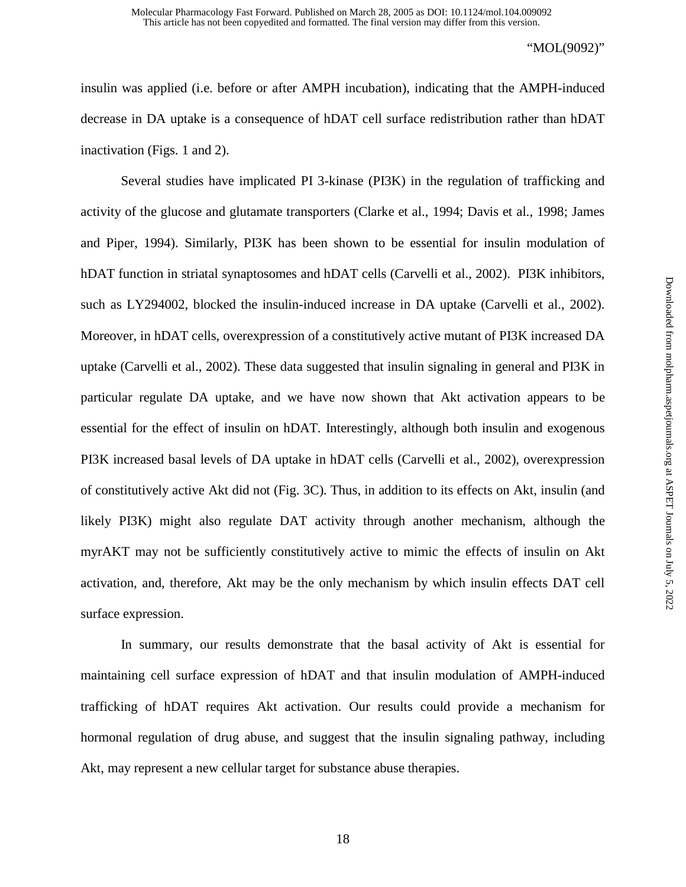insulin was applied (i.e. before or after AMPH incubation), indicating that the AMPH-induced decrease in DA uptake is a consequence of hDAT cell surface redistribution rather than hDAT inactivation (Figs. 1 and 2).

Several studies have implicated PI 3-kinase (PI3K) in the regulation of trafficking and activity of the glucose and glutamate transporters (Clarke et al., 1994; Davis et al., 1998; James and Piper, 1994). Similarly, PI3K has been shown to be essential for insulin modulation of hDAT function in striatal synaptosomes and hDAT cells (Carvelli et al., 2002). PI3K inhibitors, such as LY294002, blocked the insulin-induced increase in DA uptake (Carvelli et al., 2002). Moreover, in hDAT cells, overexpression of a constitutively active mutant of PI3K increased DA uptake (Carvelli et al., 2002). These data suggested that insulin signaling in general and PI3K in particular regulate DA uptake, and we have now shown that Akt activation appears to be essential for the effect of insulin on hDAT. Interestingly, although both insulin and exogenous PI3K increased basal levels of DA uptake in hDAT cells (Carvelli et al., 2002), overexpression of constitutively active Akt did not (Fig. 3C). Thus, in addition to its effects on Akt, insulin (and likely PI3K) might also regulate DAT activity through another mechanism, although the myrAKT may not be sufficiently constitutively active to mimic the effects of insulin on Akt activation, and, therefore, Akt may be the only mechanism by which insulin effects DAT cell surface expression.

In summary, our results demonstrate that the basal activity of Akt is essential for maintaining cell surface expression of hDAT and that insulin modulation of AMPH-induced trafficking of hDAT requires Akt activation. Our results could provide a mechanism for hormonal regulation of drug abuse, and suggest that the insulin signaling pathway, including Akt, may represent a new cellular target for substance abuse therapies.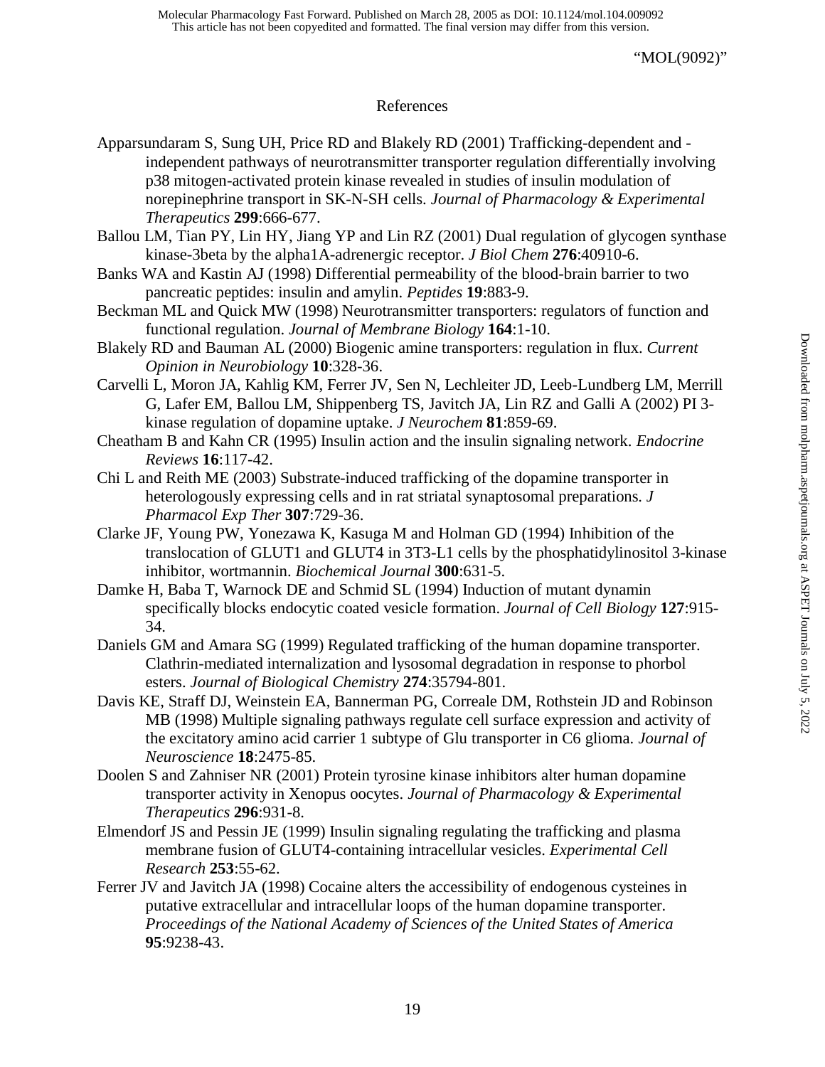# References

Apparsundaram S, Sung UH, Price RD and Blakely RD (2001) Trafficking-dependent and -independent pathways of neurotransmitter transporter regulation differentially involving p38 mitogen-activated protein kinase revealed in studies of insulin modulation of norepinephrine transport in SK-N-SH cells. *Journal of Pharmacology & Experimental Therapeutics* **299**:666-677.

Ballou LM, Tian PY, Lin HY, Jiang YP and Lin RZ (2001) Dual regulation of glycogen synthase kinase-3beta by the alpha1A-adrenergic receptor. *J Biol Chem* **276**:40910-6.

Banks WA and Kastin AJ (1998) Differential permeability of the blood-brain barrier to two pancreatic peptides: insulin and amylin. *Peptides* **19**:883-9.

Beckman ML and Quick MW (1998) Neurotransmitter transporters: regulators of function and functional regulation. *Journal of Membrane Biology* **164**:1-10.

Blakely RD and Bauman AL (2000) Biogenic amine transporters: regulation in flux. *Current Opinion in Neurobiology* **10**:328-36.

Carvelli L, Moron JA, Kahlig KM, Ferrer JV, Sen N, Lechleiter JD, Leeb-Lundberg LM, Merrill G, Lafer EM, Ballou LM, Shippenberg TS, Javitch JA, Lin RZ and Galli A (2002) PI 3-kinase regulation of dopamine uptake. *J Neurochem* **81**:859-69.

Cheatham B and Kahn CR (1995) Insulin action and the insulin signaling network. *Endocrine Reviews* **16**:117-42.

Chi L and Reith ME (2003) Substrate-induced trafficking of the dopamine transporter in heterologously expressing cells and in rat striatal synaptosomal preparations. *J Pharmacol Exp Ther* **307**:729-36.

Clarke JF, Young PW, Yonezawa K, Kasuga M and Holman GD (1994) Inhibition of the translocation of GLUT1 and GLUT4 in 3T3-L1 cells by the phosphatidylinositol 3-kinase inhibitor, wortmannin. *Biochemical Journal* **300**:631-5.

Damke H, Baba T, Warnock DE and Schmid SL (1994) Induction of mutant dynamin specifically blocks endocytic coated vesicle formation. *Journal of Cell Biology* **127**:915-34.

Daniels GM and Amara SG (1999) Regulated trafficking of the human dopamine transporter. Clathrin-mediated internalization and lysosomal degradation in response to phorbol esters. *Journal of Biological Chemistry* **274**:35794-801.

Davis KE, Straff DJ, Weinstein EA, Bannerman PG, Correale DM, Rothstein JD and Robinson MB (1998) Multiple signaling pathways regulate cell surface expression and activity of the excitatory amino acid carrier 1 subtype of Glu transporter in C6 glioma. *Journal of Neuroscience* **18**:2475-85.

Doolen S and Zahniser NR (2001) Protein tyrosine kinase inhibitors alter human dopamine transporter activity in Xenopus oocytes. *Journal of Pharmacology & Experimental Therapeutics* **296**:931-8.

Elmendorf JS and Pessin JE (1999) Insulin signaling regulating the trafficking and plasma membrane fusion of GLUT4-containing intracellular vesicles. *Experimental Cell Research* **253**:55-62.

Ferrer JV and Javitch JA (1998) Cocaine alters the accessibility of endogenous cysteines in putative extracellular and intracellular loops of the human dopamine transporter. *Proceedings of the National Academy of Sciences of the United States of America* **95**:9238-43.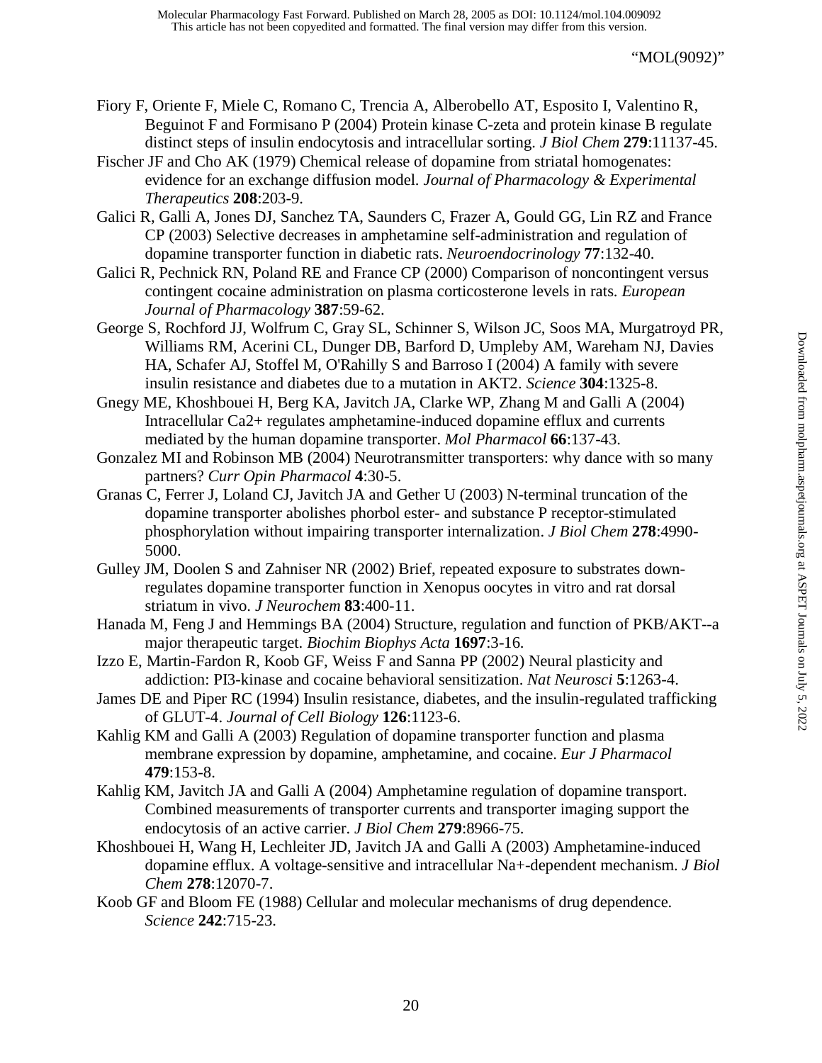Fiory F, Oriente F, Miele C, Romano C, Trencia A, Alberobello AT, Esposito I, Valentino R, Beguinot F and Formisano P (2004) Protein kinase C-zeta and protein kinase B regulate distinct steps of insulin endocytosis and intracellular sorting. *J Biol Chem* **279**:11137-45.

Fischer JF and Cho AK (1979) Chemical release of dopamine from striatal homogenates: evidence for an exchange diffusion model. *Journal of Pharmacology & Experimental Therapeutics* **208**:203-9.

Galici R, Galli A, Jones DJ, Sanchez TA, Saunders C, Frazer A, Gould GG, Lin RZ and France CP (2003) Selective decreases in amphetamine self-administration and regulation of dopamine transporter function in diabetic rats. *Neuroendocrinology* **77**:132-40.

Galici R, Pechnick RN, Poland RE and France CP (2000) Comparison of noncontingent versus contingent cocaine administration on plasma corticosterone levels in rats. *European Journal of Pharmacology* **387**:59-62.

George S, Rochford JJ, Wolfrum C, Gray SL, Schinner S, Wilson JC, Soos MA, Murgatroyd PR, Williams RM, Acerini CL, Dunger DB, Barford D, Umpleby AM, Wareham NJ, Davies HA, Schafer AJ, Stoffel M, O'Rahilly S and Barroso I (2004) A family with severe insulin resistance and diabetes due to a mutation in AKT2. *Science* **304**:1325-8.

Gnegy ME, Khoshbouei H, Berg KA, Javitch JA, Clarke WP, Zhang M and Galli A (2004) Intracellular Ca2+ regulates amphetamine-induced dopamine efflux and currents mediated by the human dopamine transporter. *Mol Pharmacol* **66**:137-43.

Gonzalez MI and Robinson MB (2004) Neurotransmitter transporters: why dance with so many partners? *Curr Opin Pharmacol* **4**:30-5.

Granas C, Ferrer J, Loland CJ, Javitch JA and Gether U (2003) N-terminal truncation of the dopamine transporter abolishes phorbol ester- and substance P receptor-stimulated phosphorylation without impairing transporter internalization. *J Biol Chem* **278**:4990-5000.

Gulley JM, Doolen S and Zahniser NR (2002) Brief, repeated exposure to substrates down-regulates dopamine transporter function in Xenopus oocytes in vitro and rat dorsal striatum in vivo. *J Neurochem* **83**:400-11.

Hanada M, Feng J and Hemmings BA (2004) Structure, regulation and function of PKB/AKT--a major therapeutic target. *Biochim Biophys Acta* **1697**:3-16.

Izzo E, Martin-Fardon R, Koob GF, Weiss F and Sanna PP (2002) Neural plasticity and addiction: PI3-kinase and cocaine behavioral sensitization. *Nat Neurosci* **5**:1263-4.

James DE and Piper RC (1994) Insulin resistance, diabetes, and the insulin-regulated trafficking of GLUT-4. *Journal of Cell Biology* **126**:1123-6.

Kahlig KM and Galli A (2003) Regulation of dopamine transporter function and plasma membrane expression by dopamine, amphetamine, and cocaine. *Eur J Pharmacol* **479**:153-8.

Kahlig KM, Javitch JA and Galli A (2004) Amphetamine regulation of dopamine transport. Combined measurements of transporter currents and transporter imaging support the endocytosis of an active carrier. *J Biol Chem* **279**:8966-75.

Khoshbouei H, Wang H, Lechleiter JD, Javitch JA and Galli A (2003) Amphetamine-induced dopamine efflux. A voltage-sensitive and intracellular Na+-dependent mechanism. *J Biol Chem* **278**:12070-7.

Koob GF and Bloom FE (1988) Cellular and molecular mechanisms of drug dependence. *Science* **242**:715-23.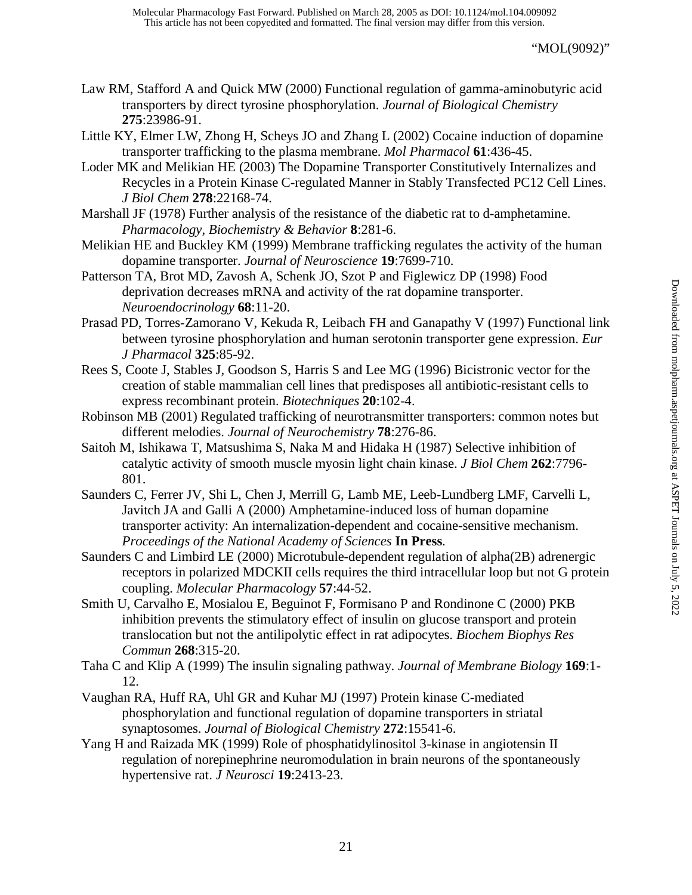Law RM, Stafford A and Quick MW (2000) Functional regulation of gamma-aminobutyric acid transporters by direct tyrosine phosphorylation. *Journal of Biological Chemistry* **275**:23986-91.

Little KY, Elmer LW, Zhong H, Scheys JO and Zhang L (2002) Cocaine induction of dopamine transporter trafficking to the plasma membrane. *Mol Pharmacol* **61**:436-45.

Loder MK and Melikian HE (2003) The Dopamine Transporter Constitutively Internalizes and Recycles in a Protein Kinase C-regulated Manner in Stably Transfected PC12 Cell Lines. *J Biol Chem* **278**:22168-74.

Marshall JF (1978) Further analysis of the resistance of the diabetic rat to d-amphetamine. *Pharmacology, Biochemistry & Behavior* **8**:281-6.

Melikian HE and Buckley KM (1999) Membrane trafficking regulates the activity of the human dopamine transporter. *Journal of Neuroscience* **19**:7699-710.

Patterson TA, Brot MD, Zavosh A, Schenk JO, Szot P and Figlewicz DP (1998) Food deprivation decreases mRNA and activity of the rat dopamine transporter. *Neuroendocrinology* **68**:11-20.

Prasad PD, Torres-Zamorano V, Kekuda R, Leibach FH and Ganapathy V (1997) Functional link between tyrosine phosphorylation and human serotonin transporter gene expression. *Eur J Pharmacol* **325**:85-92.

Rees S, Coote J, Stables J, Goodson S, Harris S and Lee MG (1996) Bicistronic vector for the creation of stable mammalian cell lines that predisposes all antibiotic-resistant cells to express recombinant protein. *Biotechniques* **20**:102-4.

Robinson MB (2001) Regulated trafficking of neurotransmitter transporters: common notes but different melodies. *Journal of Neurochemistry* **78**:276-86.

Saitoh M, Ishikawa T, Matsushima S, Naka M and Hidaka H (1987) Selective inhibition of catalytic activity of smooth muscle myosin light chain kinase. *J Biol Chem* **262**:7796-801.

Saunders C, Ferrer JV, Shi L, Chen J, Merrill G, Lamb ME, Leeb-Lundberg LMF, Carvelli L, Javitch JA and Galli A (2000) Amphetamine-induced loss of human dopamine transporter activity: An internalization-dependent and cocaine-sensitive mechanism. *Proceedings of the National Academy of Sciences* **In Press**.

Saunders C and Limbird LE (2000) Microtubule-dependent regulation of alpha(2B) adrenergic receptors in polarized MDCKII cells requires the third intracellular loop but not G protein coupling. *Molecular Pharmacology* **57**:44-52.

Smith U, Carvalho E, Mosialou E, Beguinot F, Formisano P and Rondinone C (2000) PKB inhibition prevents the stimulatory effect of insulin on glucose transport and protein translocation but not the antilipolytic effect in rat adipocytes. *Biochem Biophys Res Commun* **268**:315-20.

Taha C and Klip A (1999) The insulin signaling pathway. *Journal of Membrane Biology* **169**:1-12.

Vaughan RA, Huff RA, Uhl GR and Kuhar MJ (1997) Protein kinase C-mediated phosphorylation and functional regulation of dopamine transporters in striatal synaptosomes. *Journal of Biological Chemistry* **272**:15541-6.

Yang H and Raizada MK (1999) Role of phosphatidylinositol 3-kinase in angiotensin II regulation of norepinephrine neuromodulation in brain neurons of the spontaneously hypertensive rat. *J Neurosci* **19**:2413-23.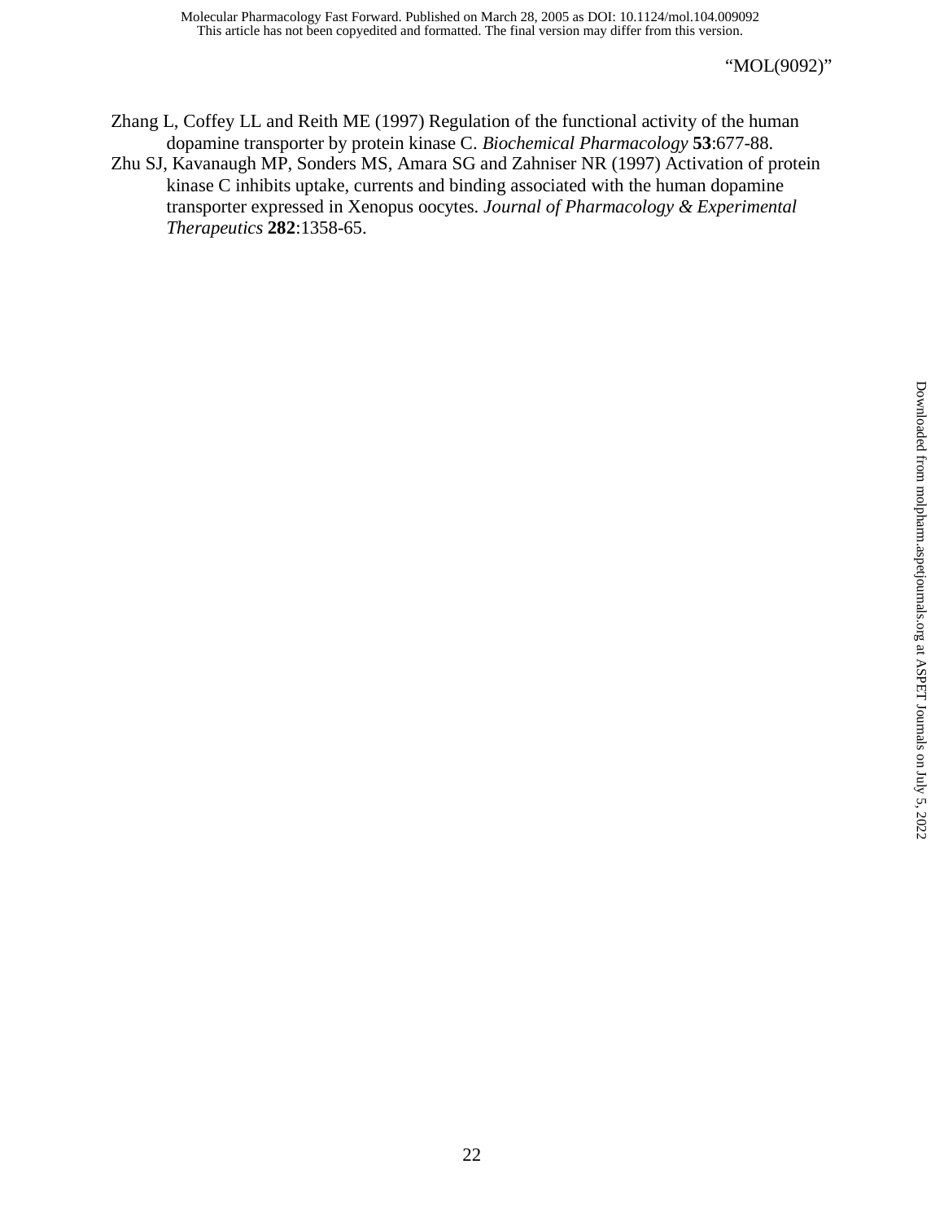Zhang L, Coffey LL and Reith ME (1997) Regulation of the functional activity of the human dopamine transporter by protein kinase C. *Biochemical Pharmacology* **53**:677-88.

Zhu SJ, Kavanaugh MP, Sonders MS, Amara SG and Zahniser NR (1997) Activation of protein kinase C inhibits uptake, currents and binding associated with the human dopamine transporter expressed in Xenopus oocytes. *Journal of Pharmacology & Experimental Therapeutics* **282**:1358-65.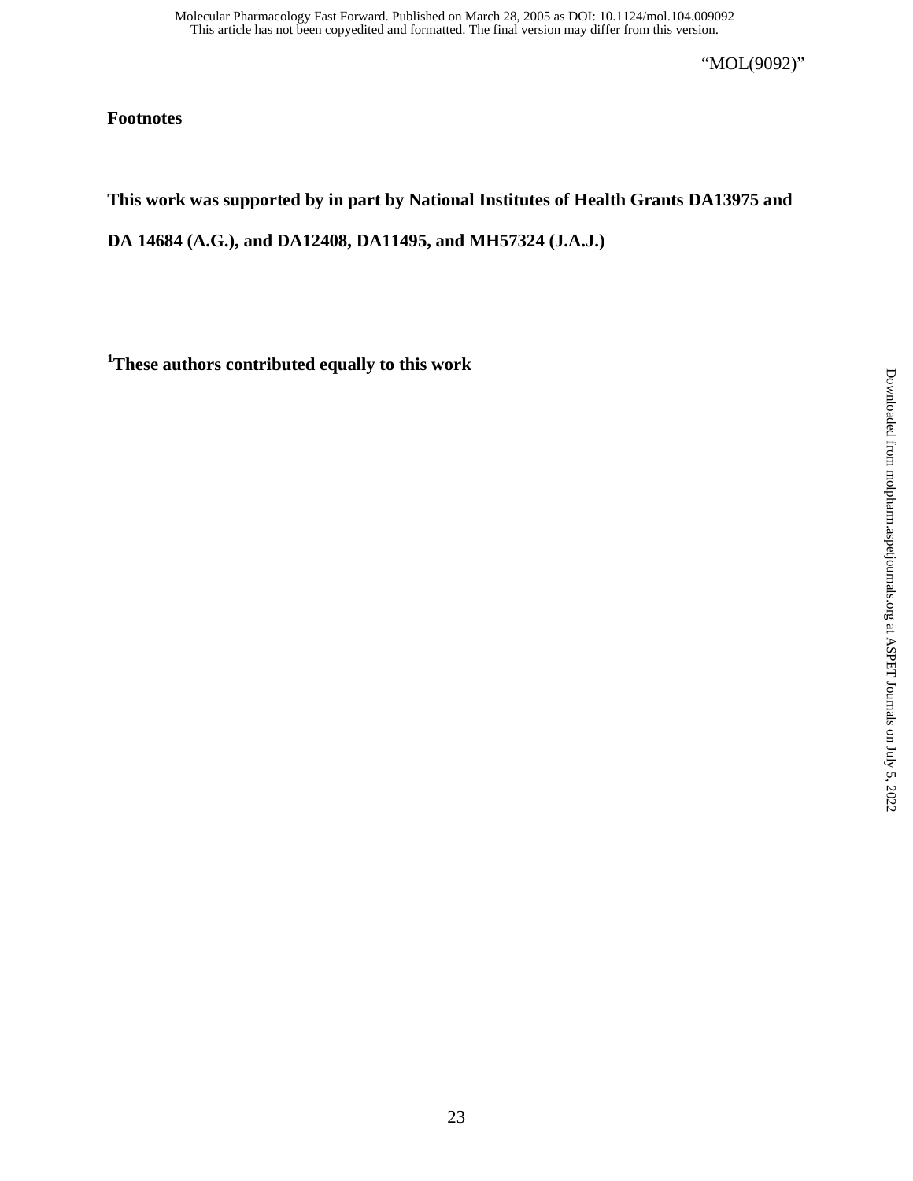**Footnotes**

**This work was supported by in part by National Institutes of Health Grants DA13975 and DA 14684 (A.G.), and DA12408, DA11495, and MH57324 (J.A.J.)**

**[1]These authors contributed equally to this work**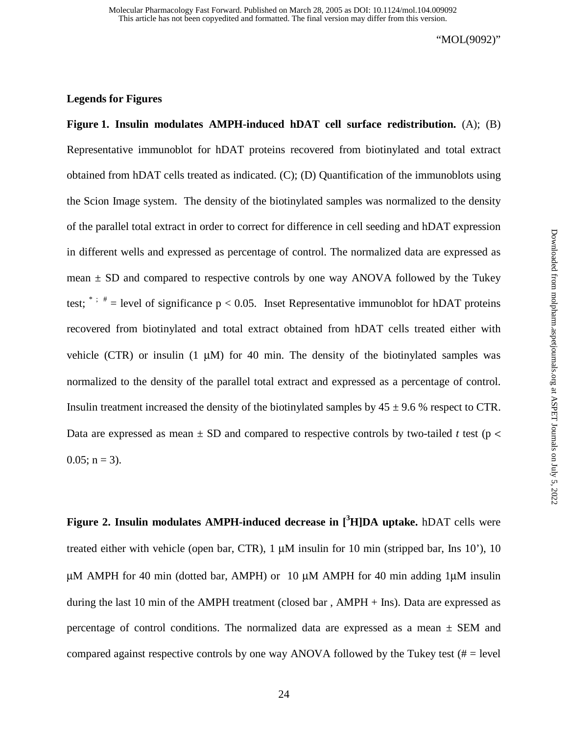**Legends for Figures**

**Figure 1. Insulin modulates AMPH-induced hDAT cell surface redistribution.** (A); (B) Representative immunoblot for hDAT proteins recovered from biotinylated and total extract obtained from hDAT cells treated as indicated. (C); (D) Quantification of the immunoblots using the Scion Image system. The density of the biotinylated samples was normalized to the density of the parallel total extract in order to correct for difference in cell seeding and hDAT expression in different wells and expressed as percentage of control. The normalized data are expressed as mean ± SD and compared to respective controls by one way ANOVA followed by the Tukey test; * ; # = level of significance $p < 0.05$. Inset Representative immunoblot for hDAT proteins recovered from biotinylated and total extract obtained from hDAT cells treated either with vehicle (CTR) or insulin (1 μM) for 40 min. The density of the biotinylated samples was normalized to the density of the parallel total extract and expressed as a percentage of control. Insulin treatment increased the density of the biotinylated samples by 45 ± 9.6 % respect to CTR. Data are expressed as mean ± SD and compared to respective controls by two-tailed *t* test ($p < 0.05$; n = 3).

**Figure 2. Insulin modulates AMPH-induced decrease in [$^3$H]DA uptake.** hDAT cells were treated either with vehicle (open bar, CTR), 1 μM insulin for 10 min (stripped bar, Ins 10'), 10 μM AMPH for 40 min (dotted bar, AMPH) or 10 μM AMPH for 40 min adding 1μM insulin during the last 10 min of the AMPH treatment (closed bar , AMPH + Ins). Data are expressed as percentage of control conditions. The normalized data are expressed as a mean ± SEM and compared against respective controls by one way ANOVA followed by the Tukey test (# = level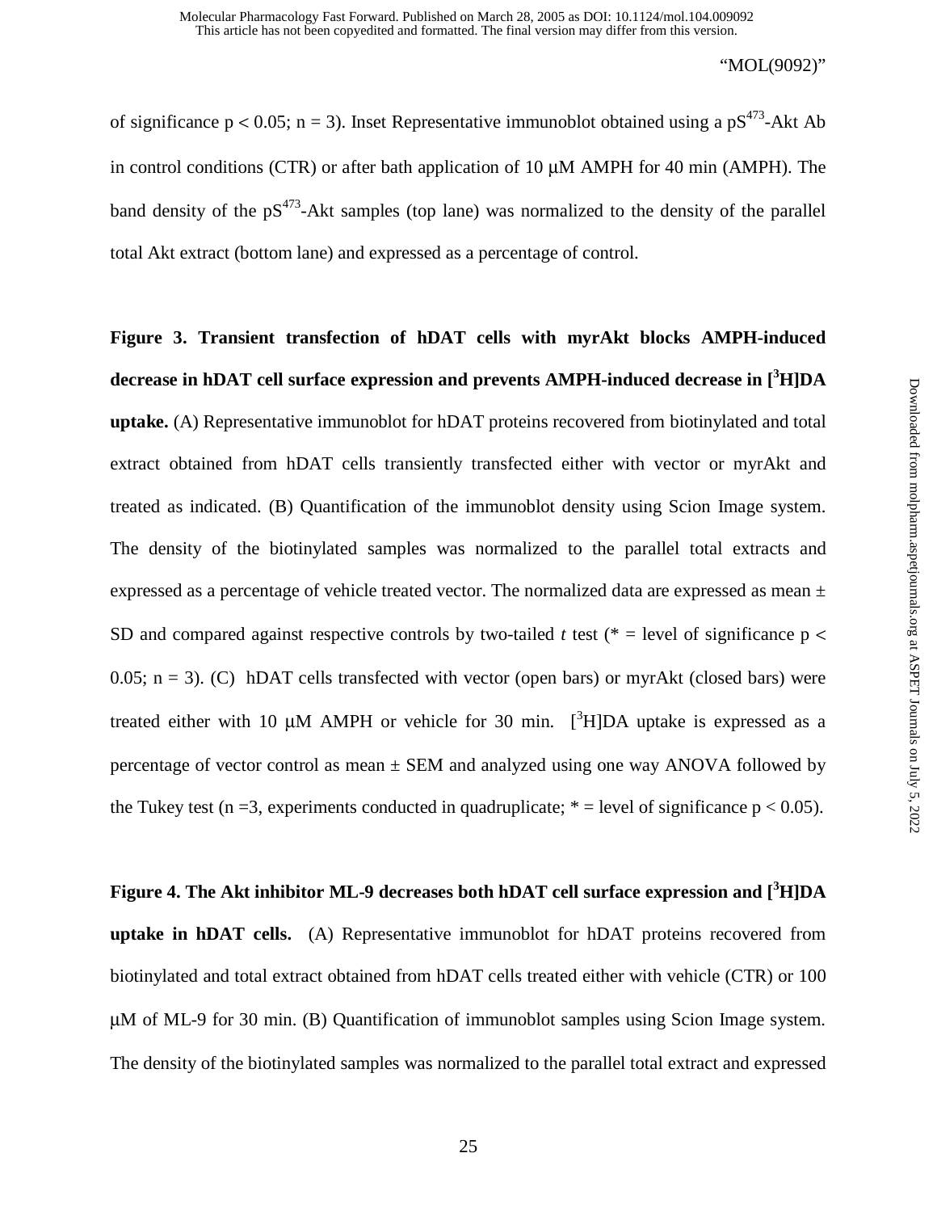of significance $p < 0.05$; $n = 3$). Inset Representative immunoblot obtained using a $pS^{473}$-Akt Ab in control conditions (CTR) or after bath application of 10 μM AMPH for 40 min (AMPH). The band density of the $pS^{473}$-Akt samples (top lane) was normalized to the density of the parallel total Akt extract (bottom lane) and expressed as a percentage of control.

**Figure 3. Transient transfection of hDAT cells with myrAkt blocks AMPH-induced decrease in hDAT cell surface expression and prevents AMPH-induced decrease in [$^3$H]DA uptake.** (A) Representative immunoblot for hDAT proteins recovered from biotinylated and total extract obtained from hDAT cells transiently transfected either with vector or myrAkt and treated as indicated. (B) Quantification of the immunoblot density using Scion Image system. The density of the biotinylated samples was normalized to the parallel total extracts and expressed as a percentage of vehicle treated vector. The normalized data are expressed as mean ± SD and compared against respective controls by two-tailed *t* test (* = level of significance $p < 0.05$; $n = 3$). (C) hDAT cells transfected with vector (open bars) or myrAkt (closed bars) were treated either with 10 μM AMPH or vehicle for 30 min. [$^3$H]DA uptake is expressed as a percentage of vector control as mean ± SEM and analyzed using one way ANOVA followed by the Tukey test ($n = 3$, experiments conducted in quadruplicate; * = level of significance $p < 0.05$).

**Figure 4. The Akt inhibitor ML-9 decreases both hDAT cell surface expression and [$^3$H]DA uptake in hDAT cells.** (A) Representative immunoblot for hDAT proteins recovered from biotinylated and total extract obtained from hDAT cells treated either with vehicle (CTR) or 100 μM of ML-9 for 30 min. (B) Quantification of immunoblot samples using Scion Image system. The density of the biotinylated samples was normalized to the parallel total extract and expressed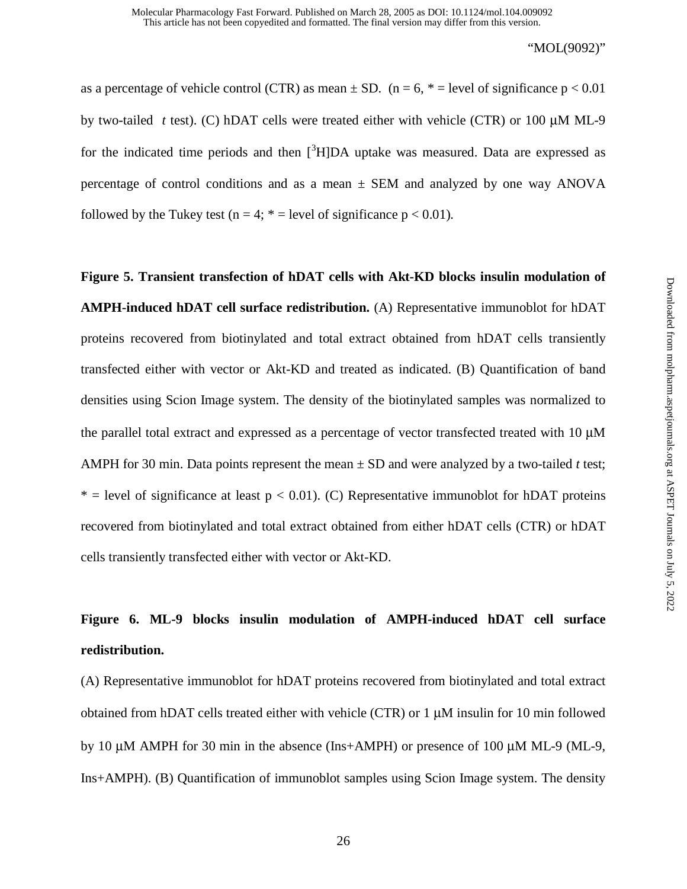as a percentage of vehicle control (CTR) as mean ± SD. (n = 6, * = level of significance $p < 0.01$ by two-tailed *t* test). (C) hDAT cells were treated either with vehicle (CTR) or 100 μM ML-9 for the indicated time periods and then [$^3$H]DA uptake was measured. Data are expressed as percentage of control conditions and as a mean ± SEM and analyzed by one way ANOVA followed by the Tukey test (n = 4; * = level of significance $p < 0.01$).

**Figure 5. Transient transfection of hDAT cells with Akt-KD blocks insulin modulation of AMPH-induced hDAT cell surface redistribution.** (A) Representative immunoblot for hDAT proteins recovered from biotinylated and total extract obtained from hDAT cells transiently transfected either with vector or Akt-KD and treated as indicated. (B) Quantification of band densities using Scion Image system. The density of the biotinylated samples was normalized to the parallel total extract and expressed as a percentage of vector transfected treated with 10 μM AMPH for 30 min. Data points represent the mean ± SD and were analyzed by a two-tailed *t* test; * = level of significance at least $p < 0.01$). (C) Representative immunoblot for hDAT proteins recovered from biotinylated and total extract obtained from either hDAT cells (CTR) or hDAT cells transiently transfected either with vector or Akt-KD.

**Figure 6. ML-9 blocks insulin modulation of AMPH-induced hDAT cell surface redistribution.**

(A) Representative immunoblot for hDAT proteins recovered from biotinylated and total extract obtained from hDAT cells treated either with vehicle (CTR) or 1 μM insulin for 10 min followed by 10 μM AMPH for 30 min in the absence (Ins+AMPH) or presence of 100 μM ML-9 (ML-9, Ins+AMPH). (B) Quantification of immunoblot samples using Scion Image system. The density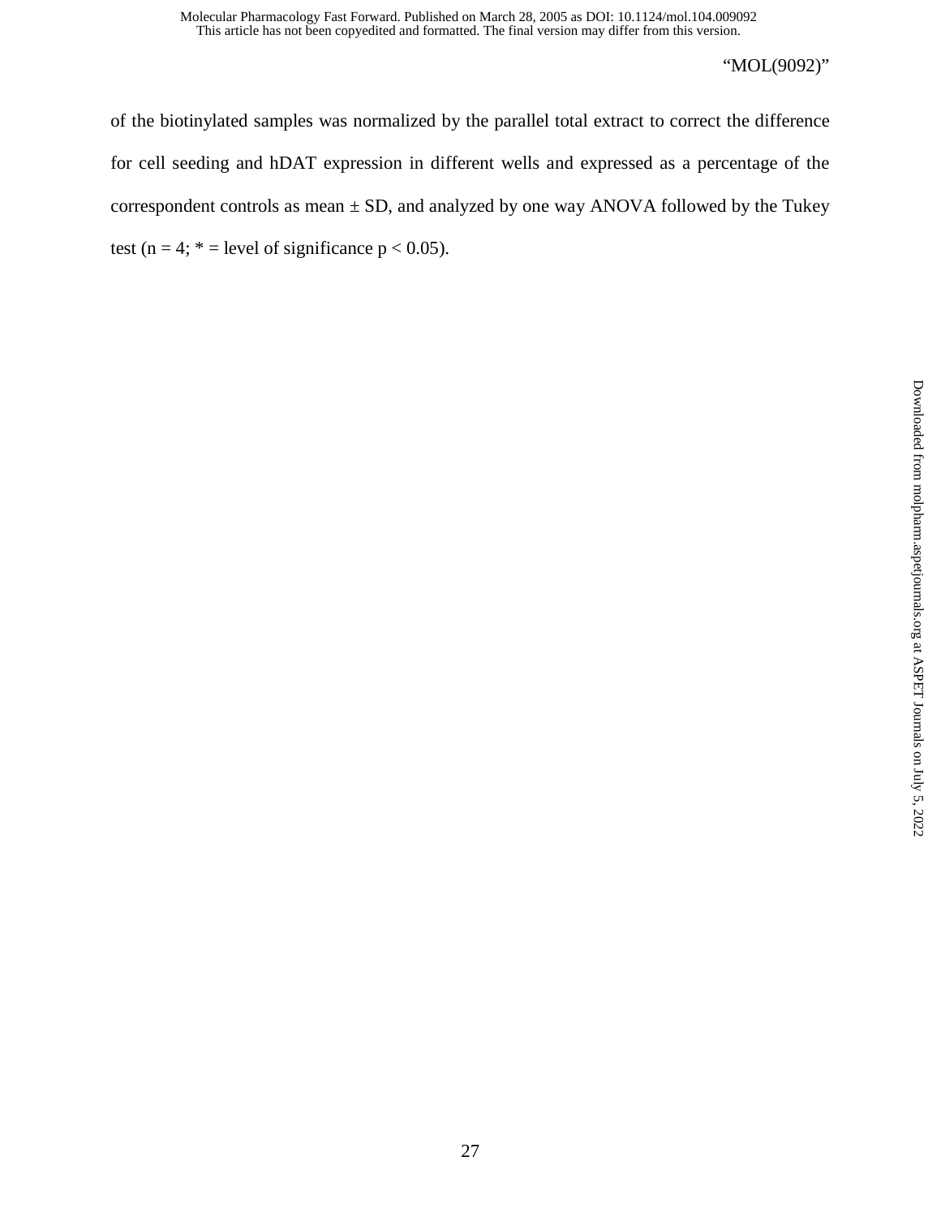of the biotinylated samples was normalized by the parallel total extract to correct the difference for cell seeding and hDAT expression in different wells and expressed as a percentage of the correspondent controls as mean ± SD, and analyzed by one way ANOVA followed by the Tukey test ($n = 4$; * = level of significance $p < 0.05$).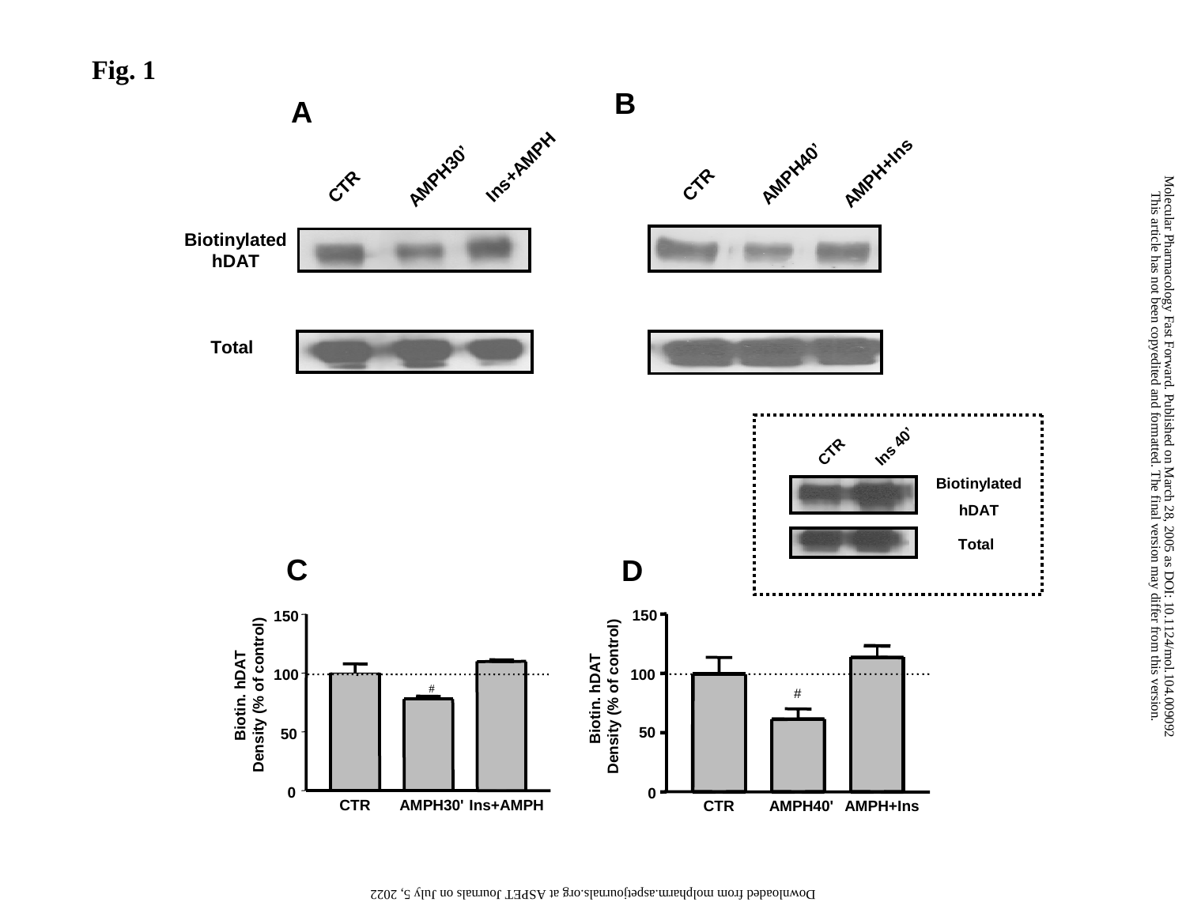**Fig. 1**

A

CTR
AMPH30'
Ins+AMPH

Biotinylated hDAT

Total

B

CTR
AMPH40'
AMPH+Ins

CTR
Ins 40'

Biotinylated hDAT

Total

C

Biotin. hDAT Density (% of control)

150
100
50
0

#

CTR
AMPH30'
Ins+AMPH

D

Biotin. hDAT Density (% of control)

150
100
50
0

#

CTR
AMPH40'
AMPH+Ins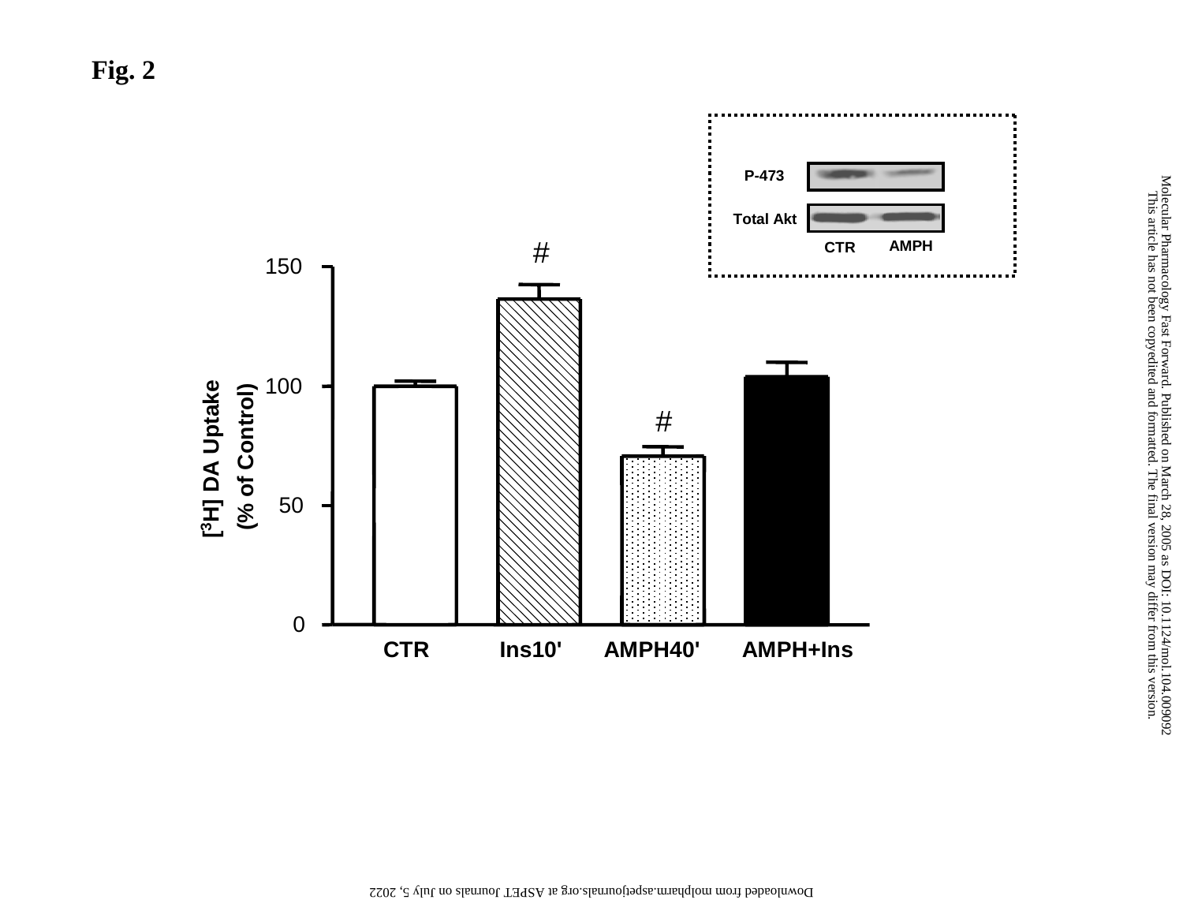**Fig. 2**

P-473

Total Akt

CTR AMPH

#

150

100

#

50

0

[3H] DA Uptake (% of Control)

CTR Ins10' AMPH40' AMPH+Ins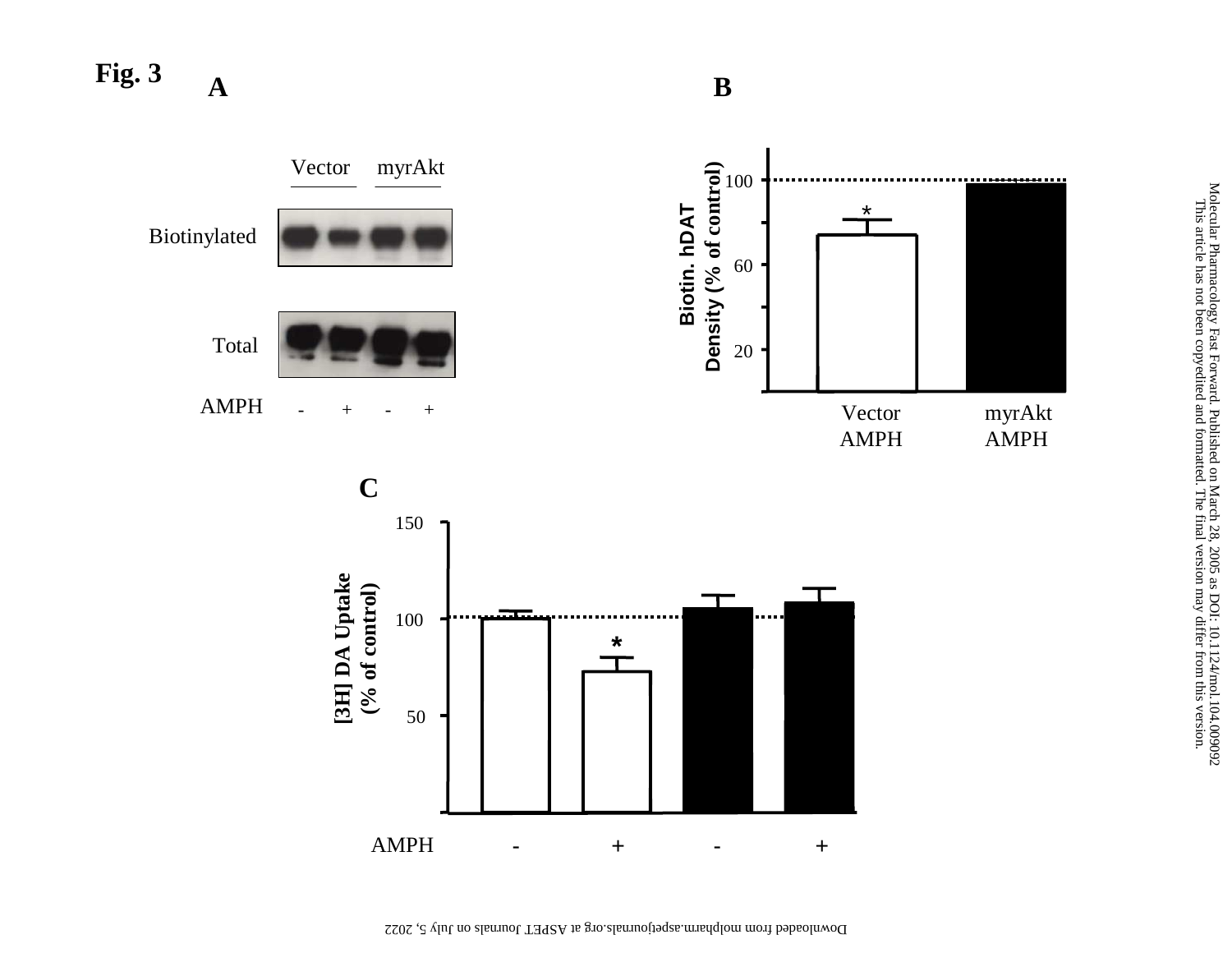Fig. 3

A

Vector myrAkt

Biotinylated

Total

AMPH - + - +

B

Biotin. hDAT Density (% of control)

100

60

20

*

Vector AMPH

myrAkt AMPH

C

[3H] DA Uptake (% of control)

150

100

50

*

AMPH - + - +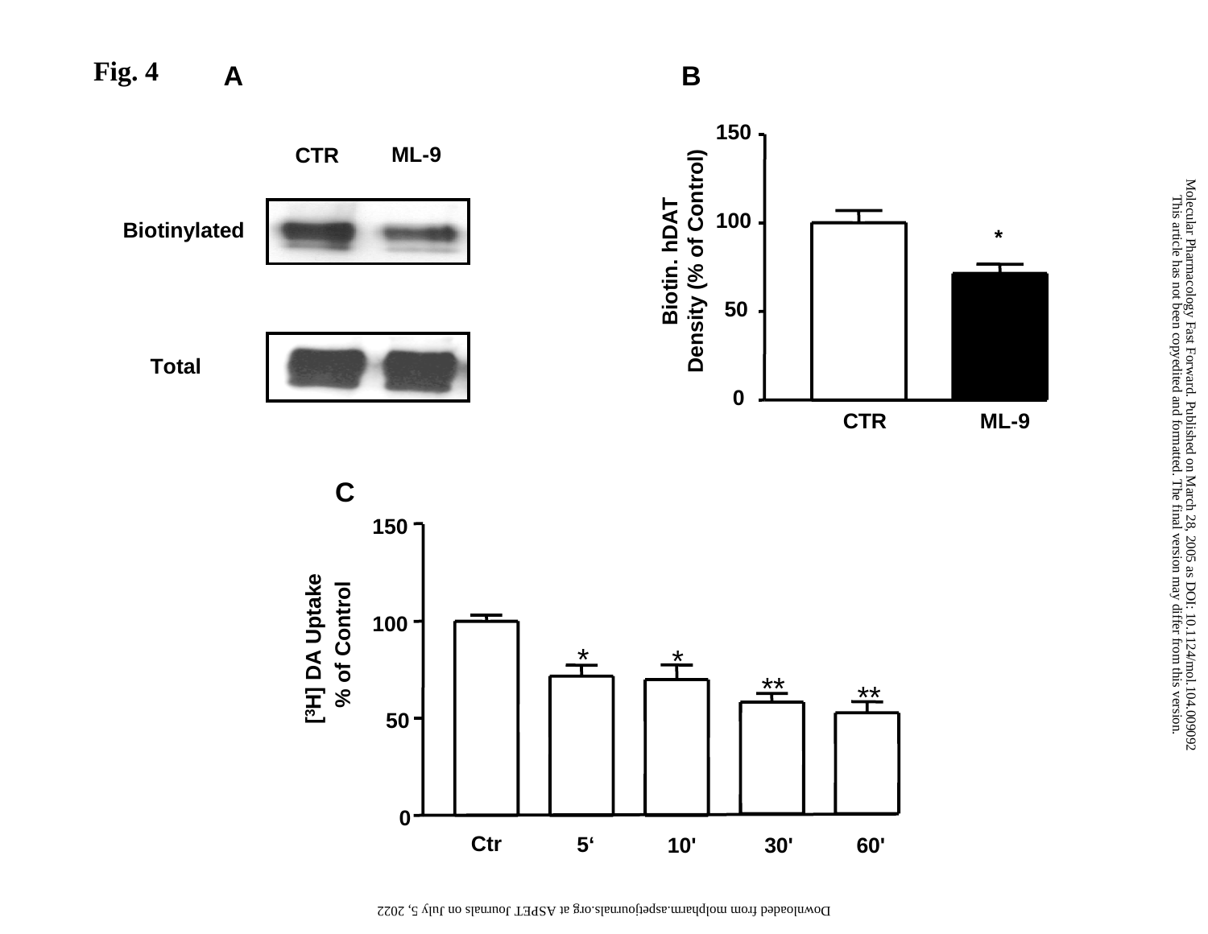Fig. 4

A

CTR ML-9

Biotinylated

Total

B

150

100

50

0

Biotin. hDAT Density (% of Control)

*

CTR ML-9

C

150

100

50

0

$[^3H]$ DA Uptake % of Control

* * ** **

Ctr 5' 10' 30' 60'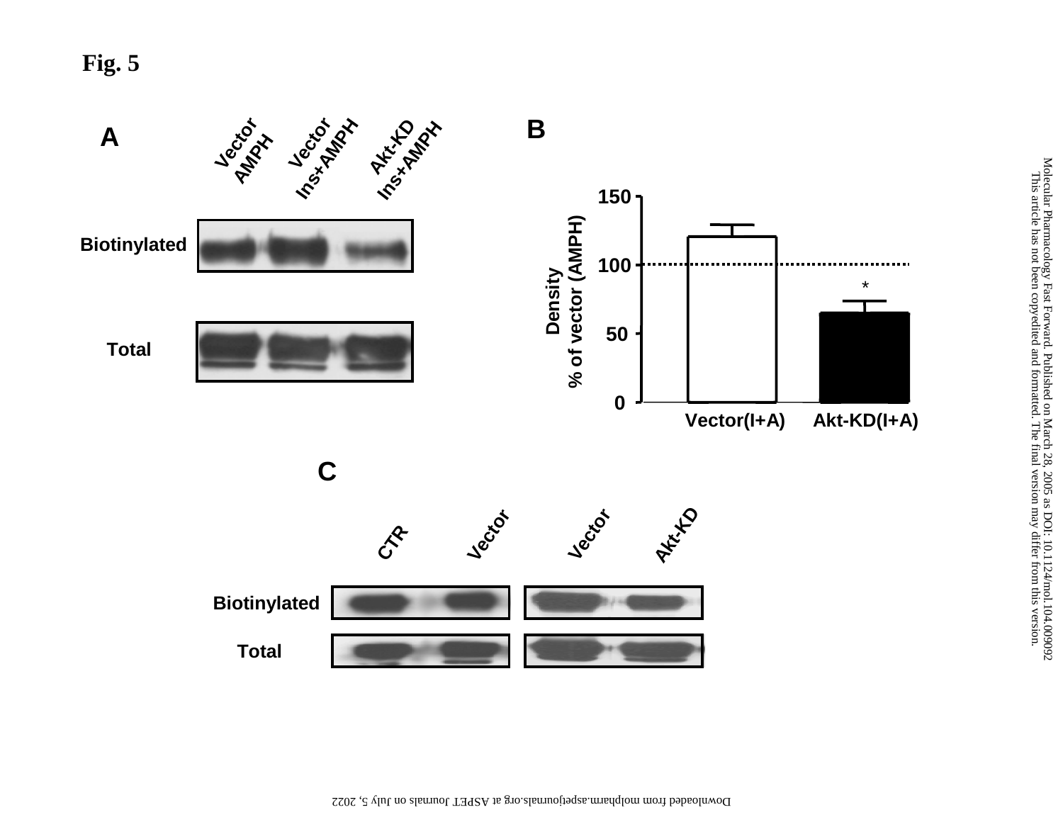Fig. 5

A

Vector AMPH

Vector Ins+AMPH

Akt-KD Ins+AMPH

Biotinylated

Total

B

Density % of vector (AMPH)

150

100

50

0

*

Vector(I+A)

Akt-KD(I+A)

C

CTR

Vector

Vector

Akt-KD

Biotinylated

Total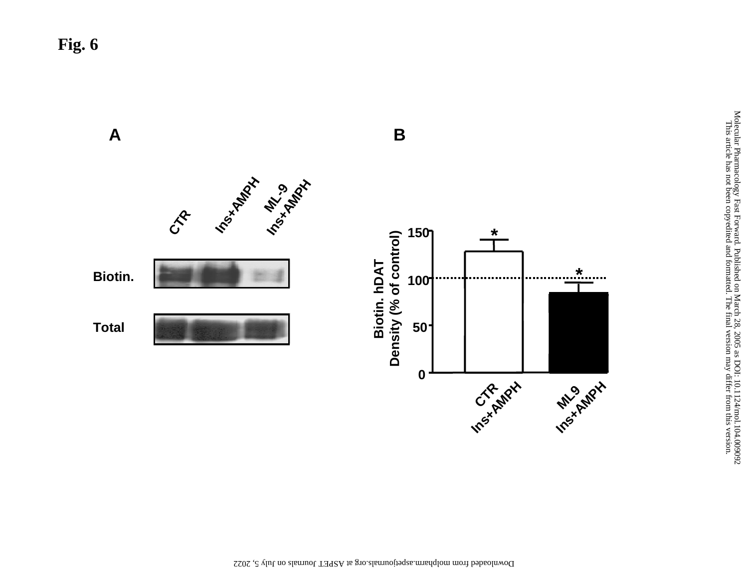Fig. 6

A

CTR

Ins+AMPH

ML-9
Ins+AMPH

Biotin.

Total

B

Biotin. hDAT
Density (% of control)

150

100

50

0

*

*

CTR
Ins+AMPH

ML9
Ins+AMPH